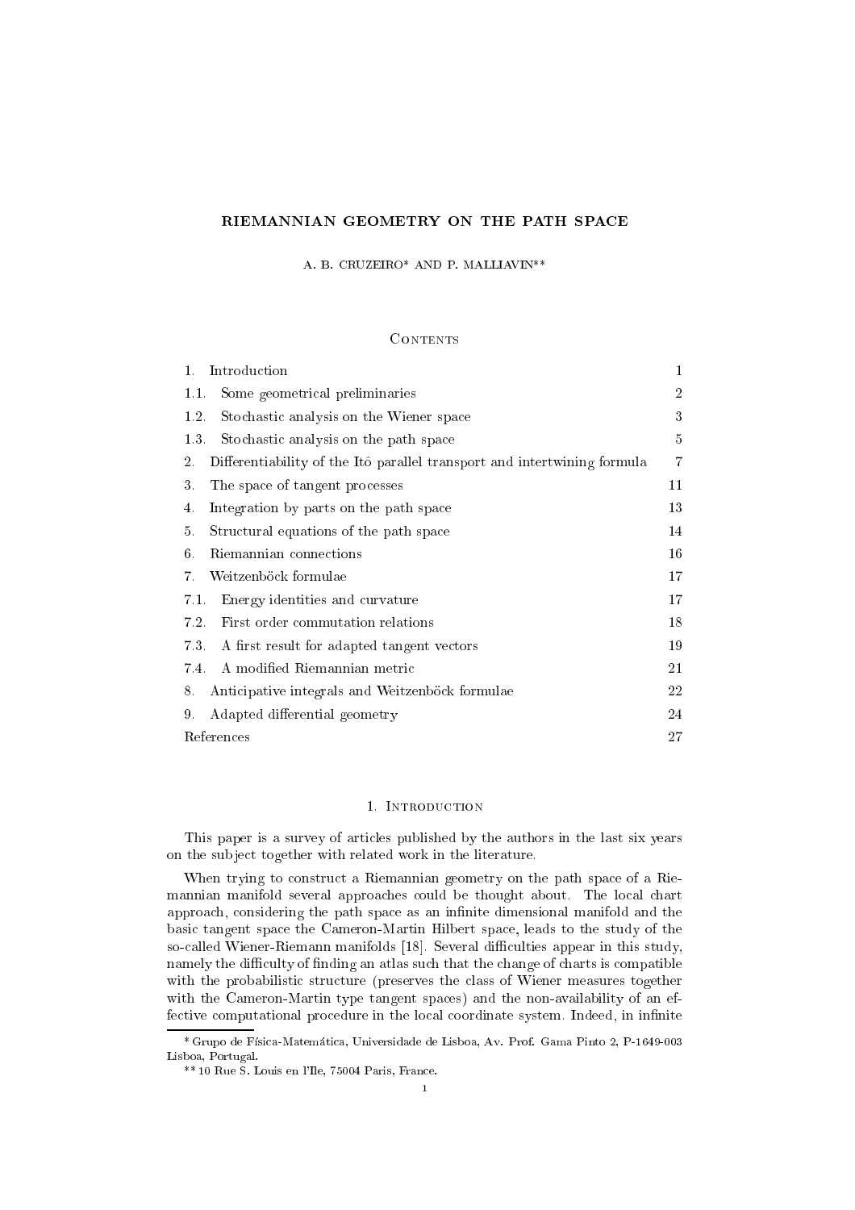# RIEMANNIAN GEOMETRY ON THE PATH SPACE

A. B. CRUZEIRO* AND P. MALLIAVIN**

## Contents

| | | |
|---|---|---|
| 1. | Introduction | 1 |
| 1.1. | Some geometrical preliminaries | 2 |
| 1.2. | Stochastic analysis on the Wiener space | 3 |
| 1.3. | Stochastic analysis on the path space | 5 |
| 2. | Differentiability of the Itô parallel transport and intertwining formula | 7 |
| 3. | The space of tangent processes | 11 |
| 4. | Integration by parts on the path space | 13 |
| 5. | Structural equations of the path space | 14 |
| 6. | Riemannian connections | 16 |
| 7. | Weitzenböck formulae | 17 |
| 7.1. | Energy identities and curvature | 17 |
| 7.2. | First order commutation relations | 18 |
| 7.3. | A first result for adapted tangent vectors | 19 |
| 7.4. | A modified Riemannian metric | 21 |
| 8. | Anticipative integrals and Weitzenböck formulae | 22 |
| 9. | Adapted differential geometry | 24 |
| | References | 27 |

## 1. Introduction

This paper is a survey of articles published by the authors in the last six years on the subject together with related work in the literature.

When trying to construct a Riemannian geometry on the path space of a Riemannian manifold several approaches could be thought about. The local chart approach, considering the path space as an infinite dimensional manifold and the basic tangent space the Cameron-Martin Hilbert space, leads to the study of the so-called Wiener-Riemann manifolds [18]. Several difficulties appear in this study, namely the difficulty of finding an atlas such that the change of charts is compatible with the probabilistic structure (preserves the class of Wiener measures together with the Cameron-Martin type tangent spaces) and the non-availability of an effective computational procedure in the local coordinate system. Indeed, in infinite

---

\* Grupo de Física-Matemática, Universidade de Lisboa, Av. Prof. Gama Pinto 2, P-1649-003 Lisboa, Portugal.

\** 10 Rue S. Louis en l'Ile, 75004 Paris, France.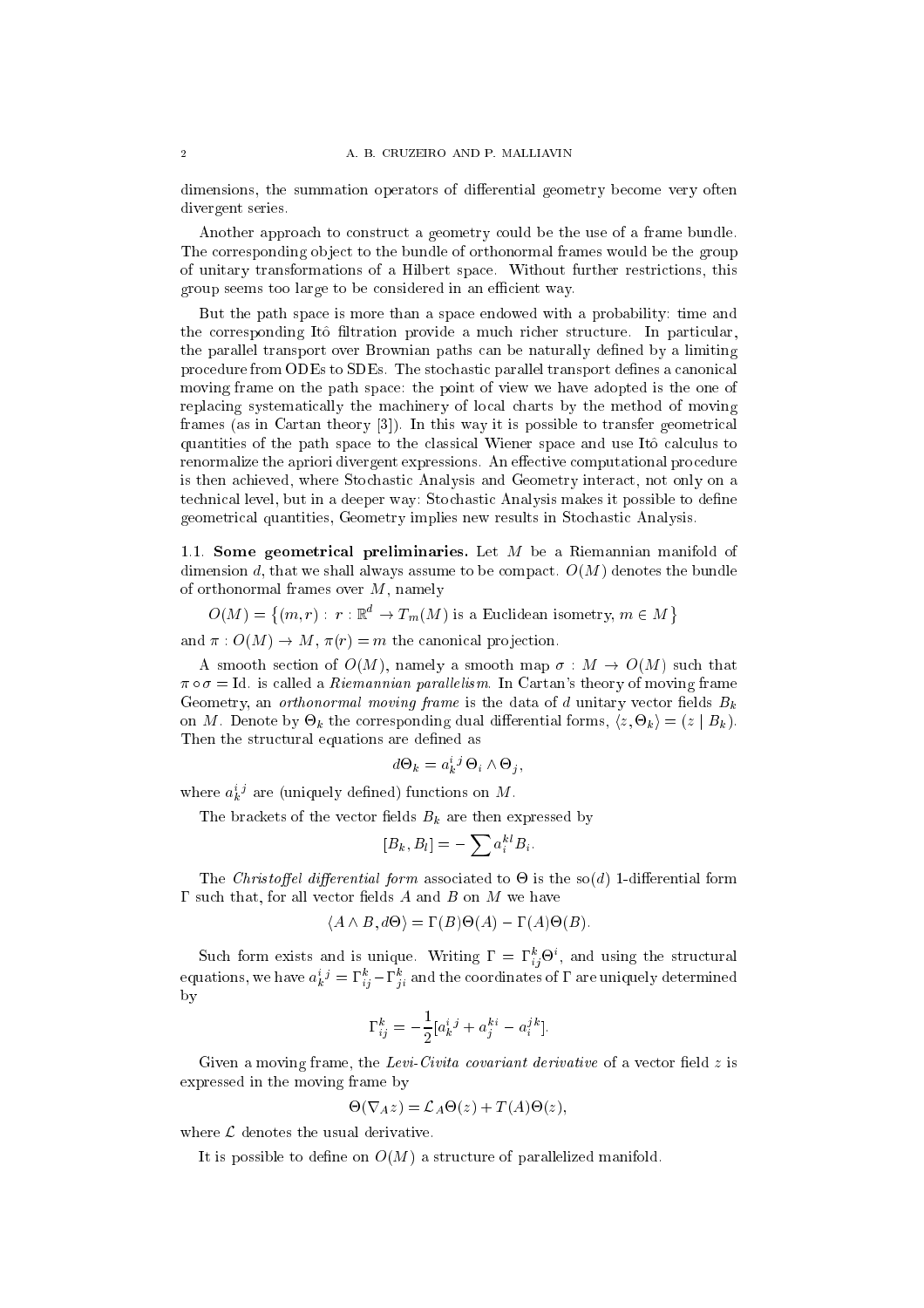dimensions, the summation operators of differential geometry become very often divergent series.

Another approach to construct a geometry could be the use of a frame bundle. The corresponding object to the bundle of orthonormal frames would be the group of unitary transformations of a Hilbert space. Without further restrictions, this group seems too large to be considered in an efficient way.

But the path space is more than a space endowed with a probability: time and the corresponding Itô filtration provide a much richer structure. In particular, the parallel transport over Brownian paths can be naturally defined by a limiting procedure from ODEs to SDEs. The stochastic parallel transport defines a canonical moving frame on the path space: the point of view we have adopted is the one of replacing systematically the machinery of local charts by the method of moving frames (as in Cartan theory [3]). In this way it is possible to transfer geometrical quantities of the path space to the classical Wiener space and use Itô calculus to renormalize the apriori divergent expressions. An effective computational procedure is then achieved, where Stochastic Analysis and Geometry interact, not only on a technical level, but in a deeper way: Stochastic Analysis makes it possible to define geometrical quantities, Geometry implies new results in Stochastic Analysis.

**1.1. Some geometrical preliminaries.** Let $M$ be a Riemannian manifold of dimension $d$, that we shall always assume to be compact. $O(M)$ denotes the bundle of orthonormal frames over $M$, namely

$$O(M) = \{(m,r) : r : \mathbb{R}^d \to T_m(M) \text{ is a Euclidean isometry}, m \in M\}$$

and $\pi : O(M) \to M$, $\pi(r) = m$ the canonical projection.

A smooth section of $O(M)$, namely a smooth map $\sigma : M \to O(M)$ such that $\pi \circ \sigma = \text{Id.}$ is called a *Riemannian parallelism*. In Cartan's theory of moving frame Geometry, an *orthonormal moving frame* is the data of $d$ unitary vector fields $B_k$ on $M$. Denote by $\Theta_k$ the corresponding dual differential forms, $\langle z, \Theta_k \rangle = (z \mid B_k)$. Then the structural equations are defined as

$$d\Theta_k = a_k^{i\,j}\, \Theta_i \wedge \Theta_j,$$

where $a_k^{i\,j}$ are (uniquely defined) functions on $M$.

The brackets of the vector fields $B_k$ are then expressed by

$$[B_k, B_l] = -\sum a_i^{kl} B_i.$$

The *Christoffel differential form* associated to $\Theta$ is the so$(d)$ 1-differential form $\Gamma$ such that, for all vector fields $A$ and $B$ on $M$ we have

$$\langle A \wedge B, d\Theta \rangle = \Gamma(B)\Theta(A) - \Gamma(A)\Theta(B).$$

Such form exists and is unique. Writing $\Gamma = \Gamma_{ij}^k \Theta^i$, and using the structural equations, we have $a_k^{i\,j} = \Gamma_{ij}^k - \Gamma_{ji}^k$ and the coordinates of $\Gamma$ are uniquely determined by

$$\Gamma_{ij}^k = -\frac{1}{2}[a_k^{i\,j} + a_j^{ki} - a_i^{j\,k}].$$

Given a moving frame, the *Levi-Civita covariant derivative* of a vector field $z$ is expressed in the moving frame by

$$\Theta(\nabla_A z) = \mathcal{L}_A \Theta(z) + T(A)\Theta(z),$$

where $\mathcal{L}$ denotes the usual derivative.

It is possible to define on $O(M)$ a structure of parallelized manifold.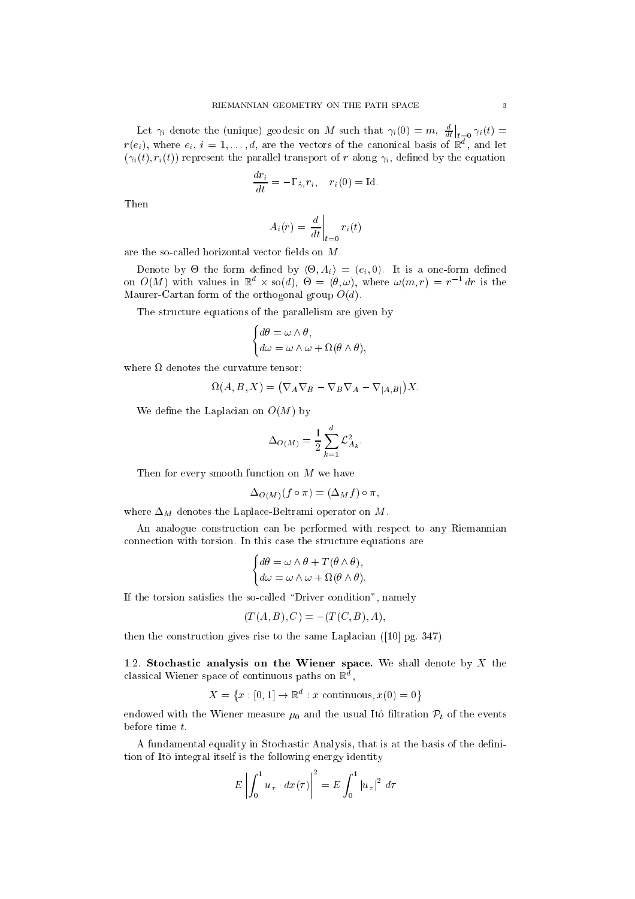Let $\gamma_i$ denote the (unique) geodesic on $M$ such that $\gamma_i(0) = m$, $\frac{d}{dt}\big|_{t=0} \gamma_i(t) = r(e_i)$, where $e_i$, $i = 1, \ldots, d$, are the vectors of the canonical basis of $\mathbb{R}^d$, and let $(\gamma_i(t), r_i(t))$ represent the parallel transport of $r$ along $\gamma_i$, defined by the equation

$$\frac{dr_i}{dt} = -\Gamma_{\dot\gamma_i} r_i, \quad r_i(0) = \mathrm{Id}.$$

Then

$$A_i(r) = \frac{d}{dt}\bigg|_{t=0} r_i(t)$$

are the so-called horizontal vector fields on $M$.

Denote by $\Theta$ the form defined by $\langle \Theta, A_i \rangle = (e_i, 0)$. It is a one-form defined on $O(M)$ with values in $\mathbb{R}^d \times \mathrm{so}(d)$, $\Theta = (\theta, \omega)$, where $\omega(m, r) = r^{-1}\, dr$ is the Maurer-Cartan form of the orthogonal group $O(d)$.

The structure equations of the parallelism are given by

$$\begin{cases} d\theta = \omega \wedge \theta, \\ d\omega = \omega \wedge \omega + \Omega(\theta \wedge \theta), \end{cases}$$

where $\Omega$ denotes the curvature tensor:

$$\Omega(A, B, X) = \big(\nabla_A \nabla_B - \nabla_B \nabla_A - \nabla_{[A,B]}\big) X.$$

We define the Laplacian on $O(M)$ by

$$\Delta_{O(M)} = \frac{1}{2} \sum_{k=1}^{d} \mathcal{L}^2_{A_k}.$$

Then for every smooth function on $M$ we have

$$\Delta_{O(M)}(f \circ \pi) = (\Delta_M f) \circ \pi,$$

where $\Delta_M$ denotes the Laplace-Beltrami operator on $M$.

An analogue construction can be performed with respect to any Riemannian connection with torsion. In this case the structure equations are

$$\begin{cases} d\theta = \omega \wedge \theta + T(\theta \wedge \theta), \\ d\omega = \omega \wedge \omega + \Omega(\theta \wedge \theta). \end{cases}$$

If the torsion satisfies the so-called "Driver condition", namely

$$(T(A, B), C) = -(T(C, B), A),$$

then the construction gives rise to the same Laplacian ([10] pg. 347).

**1.2. Stochastic analysis on the Wiener space.** We shall denote by $X$ the classical Wiener space of continuous paths on $\mathbb{R}^d$,

$$X = \{x : [0,1] \to \mathbb{R}^d : x \text{ continuous}, x(0) = 0\}$$

endowed with the Wiener measure $\mu_0$ and the usual Itô filtration $\mathcal{P}_t$ of the events before time $t$.

A fundamental equality in Stochastic Analysis, that is at the basis of the definition of Itô integral itself is the following energy identity

$$E\left|\int_0^1 u_\tau \cdot dx(\tau)\right|^2 = E\int_0^1 |u_\tau|^2 \, d\tau$$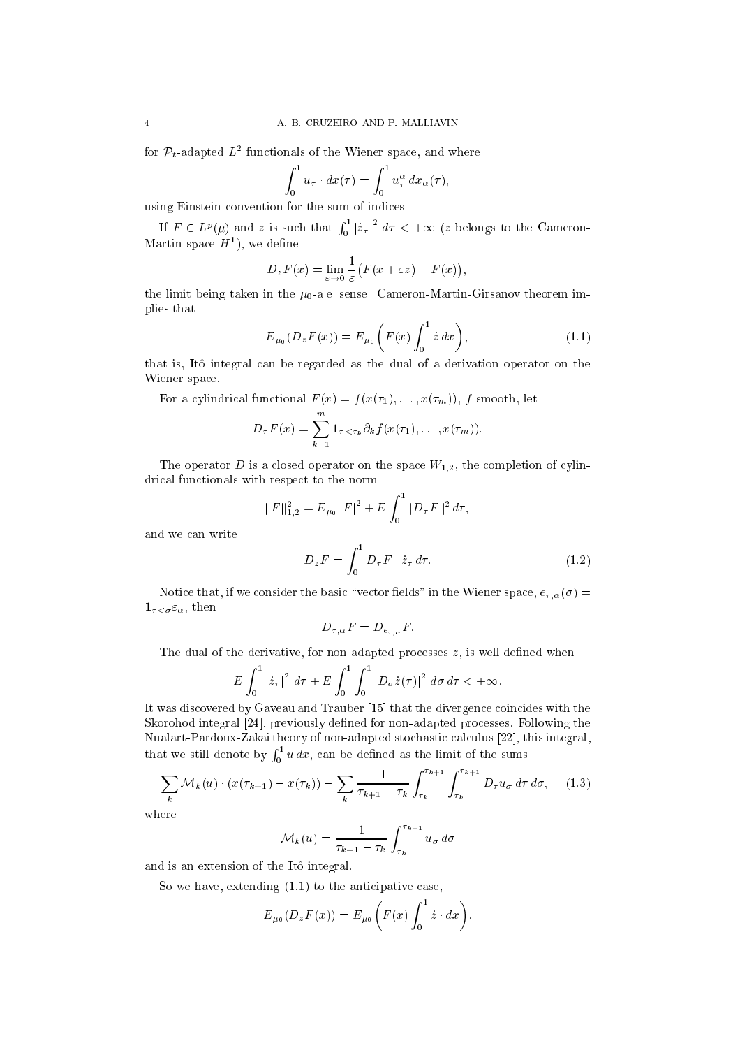for $\mathcal{P}_t$-adapted $L^2$ functionals of the Wiener space, and where

$$\int_0^1 u_\tau \cdot dx(\tau) = \int_0^1 u_\tau^\alpha \, dx_\alpha(\tau),$$

using Einstein convention for the sum of indices.

If $F \in L^p(\mu)$ and $z$ is such that $\int_0^1 |\dot{z}_\tau|^2 \, d\tau < +\infty$ ($z$ belongs to the Cameron-Martin space $H^1$), we define

$$D_z F(x) = \lim_{\varepsilon \to 0} \frac{1}{\varepsilon} \big( F(x + \varepsilon z) - F(x) \big),$$

the limit being taken in the $\mu_0$-a.e. sense. Cameron-Martin-Girsanov theorem implies that

$$E_{\mu_0}(D_z F(x)) = E_{\mu_0}\left( F(x) \int_0^1 \dot{z} \, dx \right), \tag{1.1}$$

that is, Itô integral can be regarded as the dual of a derivation operator on the Wiener space.

For a cylindrical functional $F(x) = f(x(\tau_1), \ldots, x(\tau_m))$, $f$ smooth, let

$$D_\tau F(x) = \sum_{k=1}^m \mathbf{1}_{\tau < \tau_k} \partial_k f(x(\tau_1), \ldots, x(\tau_m)).$$

The operator $D$ is a closed operator on the space $W_{1,2}$, the completion of cylindrical functionals with respect to the norm

$$\|F\|_{1,2}^2 = E_{\mu_0} |F|^2 + E \int_0^1 \|D_\tau F\|^2 \, d\tau,$$

and we can write

$$D_z F = \int_0^1 D_\tau F \cdot \dot{z}_\tau \, d\tau. \tag{1.2}$$

Notice that, if we consider the basic "vector fields" in the Wiener space, $e_{\tau,\alpha}(\sigma) = \mathbf{1}_{\tau < \sigma} \varepsilon_\alpha$, then

$$D_{\tau,\alpha} F = D_{e_{\tau,\alpha}} F.$$

The dual of the derivative, for non adapted processes $z$, is well defined when

$$E \int_0^1 |\dot{z}_\tau|^2 \, d\tau + E \int_0^1 \int_0^1 |D_\sigma \dot{z}(\tau)|^2 \, d\sigma \, d\tau < +\infty.$$

It was discovered by Gaveau and Trauber [15] that the divergence coincides with the Skorohod integral [24], previously defined for non-adapted processes. Following the Nualart-Pardoux-Zakai theory of non-adapted stochastic calculus [22], this integral, that we still denote by $\int_0^1 u \, dx$, can be defined as the limit of the sums

$$\sum_k \mathcal{M}_k(u) \cdot (x(\tau_{k+1}) - x(\tau_k)) - \sum_k \frac{1}{\tau_{k+1} - \tau_k} \int_{\tau_k}^{\tau_{k+1}} \int_{\tau_k}^{\tau_{k+1}} D_\tau u_\sigma \, d\tau \, d\sigma, \tag{1.3}$$

where

$$\mathcal{M}_k(u) = \frac{1}{\tau_{k+1} - \tau_k} \int_{\tau_k}^{\tau_{k+1}} u_\sigma \, d\sigma$$

and is an extension of the Itô integral.

So we have, extending (1.1) to the anticipative case,

$$E_{\mu_0}(D_z F(x)) = E_{\mu_0}\left( F(x) \int_0^1 \dot{z} \cdot dx \right).$$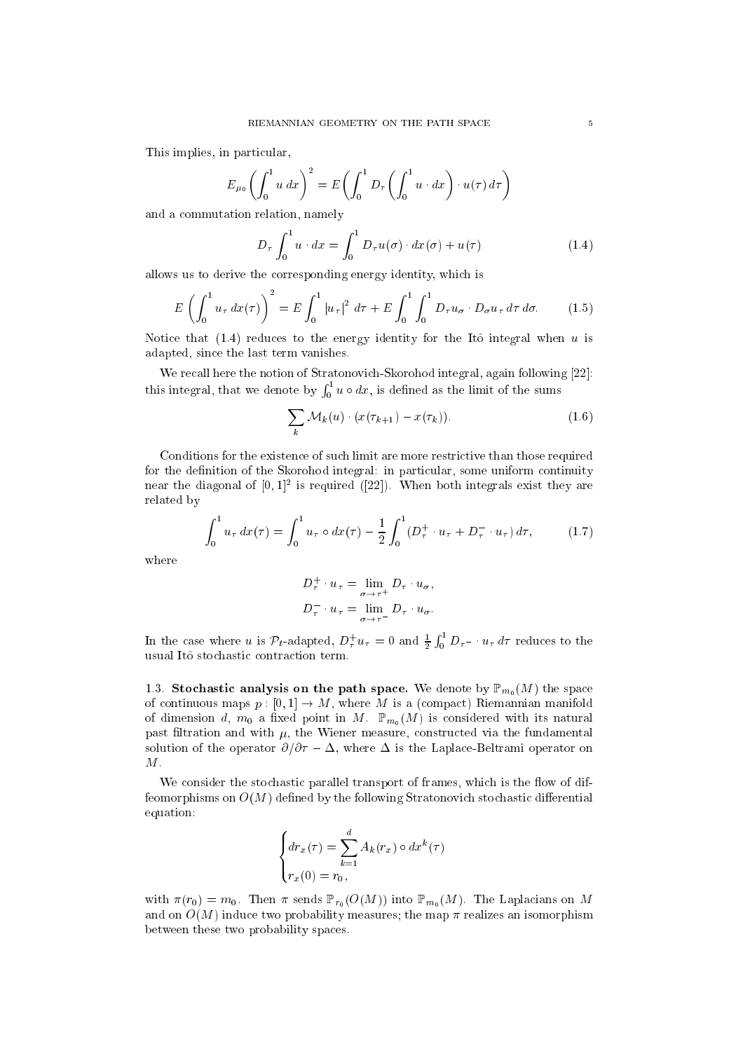This implies, in particular,

$$E_{\mu_0}\left(\int_0^1 u\, dx\right)^2 = E\left(\int_0^1 D_\tau\left(\int_0^1 u\cdot dx\right)\cdot u(\tau)\, d\tau\right)$$

and a commutation relation, namely

$$D_\tau \int_0^1 u\cdot dx = \int_0^1 D_\tau u(\sigma)\cdot dx(\sigma) + u(\tau) \tag{1.4}$$

allows us to derive the corresponding energy identity, which is

$$E\left(\int_0^1 u_\tau\, dx(\tau)\right)^2 = E\int_0^1 |u_\tau|^2\, d\tau + E\int_0^1\int_0^1 D_\tau u_\sigma\cdot D_\sigma u_\tau\, d\tau\, d\sigma. \tag{1.5}$$

Notice that (1.4) reduces to the energy identity for the Itô integral when $u$ is adapted, since the last term vanishes.

We recall here the notion of Stratonovich-Skorohod integral, again following [22]: this integral, that we denote by $\int_0^1 u\circ dx$, is defined as the limit of the sums

$$\sum_k \mathcal{M}_k(u)\cdot(x(\tau_{k+1}) - x(\tau_k)). \tag{1.6}$$

Conditions for the existence of such limit are more restrictive than those required for the definition of the Skorohod integral: in particular, some uniform continuity near the diagonal of $[0,1]^2$ is required ([22]). When both integrals exist they are related by

$$\int_0^1 u_\tau\, dx(\tau) = \int_0^1 u_\tau\circ dx(\tau) - \frac{1}{2}\int_0^1 (D_\tau^+\cdot u_\tau + D_\tau^-\cdot u_\tau)\, d\tau, \tag{1.7}$$

where

$$D_\tau^+\cdot u_\tau = \lim_{\sigma\to\tau^+} D_\tau\cdot u_\sigma,$$
$$D_\tau^-\cdot u_\tau = \lim_{\sigma\to\tau^-} D_\tau\cdot u_\sigma.$$

In the case where $u$ is $\mathcal{P}_t$-adapted, $D_\tau^+ u_\tau = 0$ and $\frac{1}{2}\int_0^1 D_{\tau^-}\cdot u_\tau\, d\tau$ reduces to the usual Itô stochastic contraction term.

1.3. **Stochastic analysis on the path space.** We denote by $\mathbb{P}_{m_0}(M)$ the space of continuous maps $p:[0,1]\to M$, where $M$ is a (compact) Riemannian manifold of dimension $d$, $m_0$ a fixed point in $M$. $\mathbb{P}_{m_0}(M)$ is considered with its natural past filtration and with $\mu$, the Wiener measure, constructed via the fundamental solution of the operator $\partial/\partial\tau - \Delta$, where $\Delta$ is the Laplace-Beltrami operator on $M$.

We consider the stochastic parallel transport of frames, which is the flow of diffeomorphisms on $O(M)$ defined by the following Stratonovich stochastic differential equation:

$$\begin{cases} dr_x(\tau) = \displaystyle\sum_{k=1}^d A_k(r_x)\circ dx^k(\tau) \\ r_x(0) = r_0, \end{cases}$$

with $\pi(r_0) = m_0$. Then $\pi$ sends $\mathbb{P}_{r_0}(O(M))$ into $\mathbb{P}_{m_0}(M)$. The Laplacians on $M$ and on $O(M)$ induce two probability measures; the map $\pi$ realizes an isomorphism between these two probability spaces.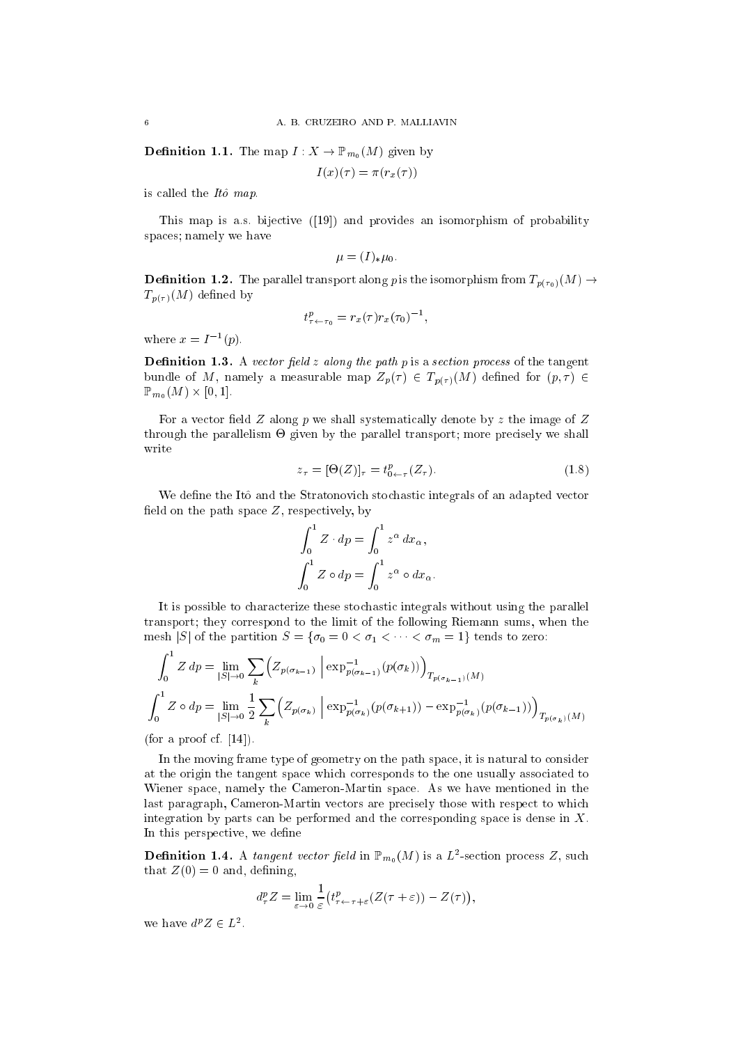**Definition 1.1.** The map $I : X \to \mathbb{P}_{m_0}(M)$ given by

$$I(x)(\tau) = \pi(r_x(\tau))$$

is called the *Itô map*.

This map is a.s. bijective ([19]) and provides an isomorphism of probability spaces; namely we have

$$\mu = (I)_* \mu_0.$$

**Definition 1.2.** The parallel transport along $p$ is the isomorphism from $T_{p(\tau_0)}(M) \to T_{p(\tau)}(M)$ defined by

$$t^p_{\tau \leftarrow \tau_0} = r_x(\tau) r_x(\tau_0)^{-1},$$

where $x = I^{-1}(p)$.

**Definition 1.3.** A *vector field $z$ along the path $p$* is a *section process* of the tangent bundle of $M$, namely a measurable map $Z_p(\tau) \in T_{p(\tau)}(M)$ defined for $(p, \tau) \in \mathbb{P}_{m_0}(M) \times [0,1]$.

For a vector field $Z$ along $p$ we shall systematically denote by $z$ the image of $Z$ through the parallelism $\Theta$ given by the parallel transport; more precisely we shall write

$$z_\tau = [\Theta(Z)]_\tau = t^p_{0 \leftarrow \tau}(Z_\tau). \tag{1.8}$$

We define the Itô and the Stratonovich stochastic integrals of an adapted vector field on the path space $Z$, respectively, by

$$\int_0^1 Z \cdot dp = \int_0^1 z^\alpha \, dx_\alpha,$$

$$\int_0^1 Z \circ dp = \int_0^1 z^\alpha \circ dx_\alpha.$$

It is possible to characterize these stochastic integrals without using the parallel transport; they correspond to the limit of the following Riemann sums, when the mesh $|S|$ of the partition $S = \{\sigma_0 = 0 < \sigma_1 < \cdots < \sigma_m = 1\}$ tends to zero:

$$\int_0^1 Z \, dp = \lim_{|S| \to 0} \sum_k \Big( Z_{p(\sigma_{k-1})} \; \Big| \exp^{-1}_{p(\sigma_{k-1})}(p(\sigma_k)) \Big)_{T_{p(\sigma_{k-1})}(M)}$$

$$\int_0^1 Z \circ dp = \lim_{|S| \to 0} \frac{1}{2} \sum_k \Big( Z_{p(\sigma_k)} \; \Big| \exp^{-1}_{p(\sigma_k)}(p(\sigma_{k+1})) - \exp^{-1}_{p(\sigma_k)}(p(\sigma_{k-1})) \Big)_{T_{p(\sigma_k)}(M)}$$

(for a proof cf. [14]).

In the moving frame type of geometry on the path space, it is natural to consider at the origin the tangent space which corresponds to the one usually associated to Wiener space, namely the Cameron-Martin space. As we have mentioned in the last paragraph, Cameron-Martin vectors are precisely those with respect to which integration by parts can be performed and the corresponding space is dense in $X$. In this perspective, we define

**Definition 1.4.** A *tangent vector field* in $\mathbb{P}_{m_0}(M)$ is a $L^2$-section process $Z$, such that $Z(0) = 0$ and, defining,

$$d^p_\tau Z = \lim_{\varepsilon \to 0} \frac{1}{\varepsilon} \big( t^p_{\tau \leftarrow \tau + \varepsilon}(Z(\tau + \varepsilon)) - Z(\tau) \big),$$

we have $d^p Z \in L^2$.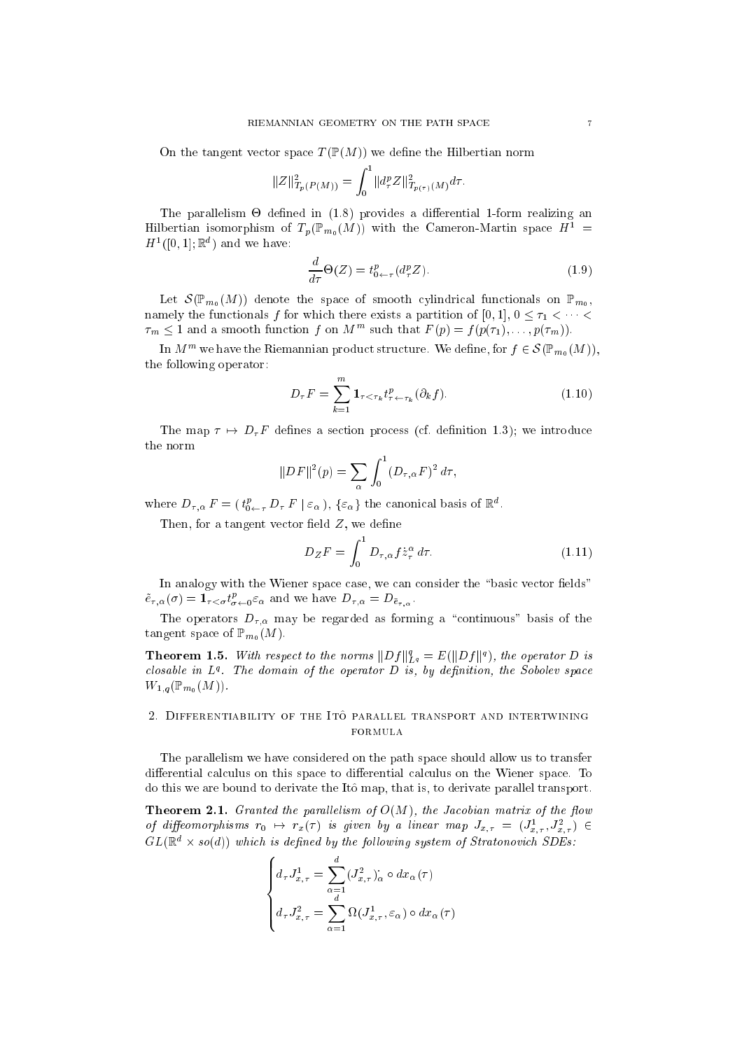On the tangent vector space $T(\mathbb{P}(M))$ we define the Hilbertian norm

$$\|Z\|^2_{T_p(P(M))} = \int_0^1 \|d^p_\tau Z\|^2_{T_{p(\tau)}(M)} d\tau.$$

The parallelism $\Theta$ defined in (1.8) provides a differential 1-form realizing an Hilbertian isomorphism of $T_p(\mathbb{P}_{m_0}(M))$ with the Cameron-Martin space $H^1 = H^1([0,1];\mathbb{R}^d)$ and we have:

$$\frac{d}{d\tau}\Theta(Z) = t^p_{0\leftarrow\tau}(d^p_\tau Z). \tag{1.9}$$

Let $\mathcal{S}(\mathbb{P}_{m_0}(M))$ denote the space of smooth cylindrical functionals on $\mathbb{P}_{m_0}$, namely the functionals $f$ for which there exists a partition of $[0,1]$, $0 \le \tau_1 < \cdots < \tau_m \le 1$ and a smooth function $f$ on $M^m$ such that $F(p) = f(p(\tau_1), \ldots, p(\tau_m))$.

In $M^m$ we have the Riemannian product structure. We define, for $f \in \mathcal{S}(\mathbb{P}_{m_0}(M))$, the following operator:

$$D_\tau F = \sum_{k=1}^m \mathbf{1}_{\tau<\tau_k} t^p_{\tau\leftarrow\tau_k}(\partial_k f). \tag{1.10}$$

The map $\tau \mapsto D_\tau F$ defines a section process (cf. definition 1.3); we introduce the norm

$$\|DF\|^2(p) = \sum_\alpha \int_0^1 (D_{\tau,\alpha} F)^2 \, d\tau,$$

where $D_{\tau,\alpha} F = (\, t^p_{0\leftarrow\tau} D_\tau F \mid \varepsilon_\alpha \,)$, $\{\varepsilon_\alpha\}$ the canonical basis of $\mathbb{R}^d$.

Then, for a tangent vector field $Z$, we define

$$D_Z F = \int_0^1 D_{\tau,\alpha} f \dot{z}^\alpha_\tau \, d\tau. \tag{1.11}$$

In analogy with the Wiener space case, we can consider the "basic vector fields" $\tilde{e}_{\tau,\alpha}(\sigma) = \mathbf{1}_{\tau<\sigma} t^p_{\sigma\leftarrow 0}\varepsilon_\alpha$ and we have $D_{\tau,\alpha} = D_{\tilde{e}_{\tau,\alpha}}$.

The operators $D_{\tau,\alpha}$ may be regarded as forming a "continuous" basis of the tangent space of $\mathbb{P}_{m_0}(M)$.

**Theorem 1.5.** *With respect to the norms $\|Df\|^q_{L^q} = E(\|Df\|^q)$, the operator $D$ is closable in $L^q$. The domain of the operator $D$ is, by definition, the Sobolev space $W_{1,q}(\mathbb{P}_{m_0}(M))$.*

## 2. Differentiability of the Itô parallel transport and intertwining formula

The parallelism we have considered on the path space should allow us to transfer differential calculus on this space to differential calculus on the Wiener space. To do this we are bound to derivate the Itô map, that is, to derivate parallel transport.

**Theorem 2.1.** *Granted the parallelism of $O(M)$, the Jacobian matrix of the flow of diffeomorphisms $r_0 \mapsto r_x(\tau)$ is given by a linear map $J_{x,\tau} = (J^1_{x,\tau}, J^2_{x,\tau}) \in GL(\mathbb{R}^d \times so(d))$ which is defined by the following system of Stratonovich SDEs:*

$$\begin{cases} d_\tau J^1_{x,\tau} = \displaystyle\sum_{\alpha=1}^d (J^2_{x,\tau})^{\cdot}_{\alpha} \circ dx_\alpha(\tau) \\ d_\tau J^2_{x,\tau} = \displaystyle\sum_{\alpha=1}^d \Omega(J^1_{x,\tau}, \varepsilon_\alpha) \circ dx_\alpha(\tau) \end{cases}$$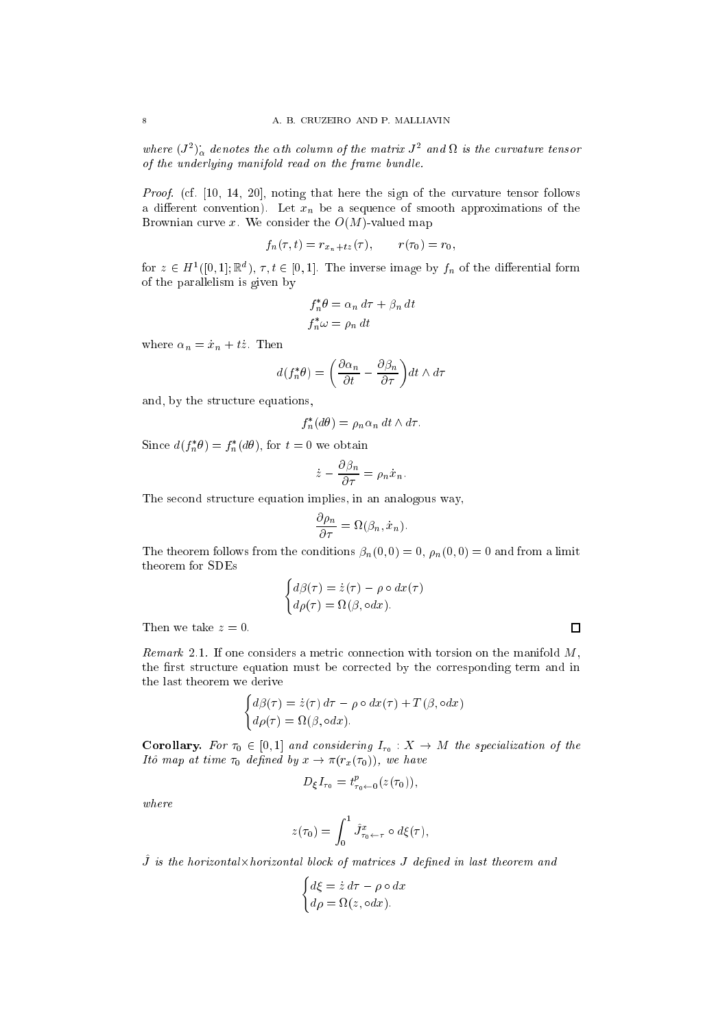*where* $(J^2)^{\cdot}_{\alpha}$ *denotes the* $\alpha$*th column of the matrix* $J^2$ *and* $\Omega$ *is the curvature tensor of the underlying manifold read on the frame bundle.*

*Proof.* (cf. [10, 14, 20], noting that here the sign of the curvature tensor follows a different convention). Let $x_n$ be a sequence of smooth approximations of the Brownian curve $x$. We consider the $O(M)$-valued map

$$f_n(\tau, t) = r_{x_n + tz}(\tau), \qquad r(\tau_0) = r_0,$$

for $z \in H^1([0,1]; \mathbb{R}^d)$, $\tau, t \in [0,1]$. The inverse image by $f_n$ of the differential form of the parallelism is given by

$$f_n^* \theta = \alpha_n \, d\tau + \beta_n \, dt$$
$$f_n^* \omega = \rho_n \, dt$$

where $\alpha_n = \dot{x}_n + t\dot{z}$. Then

$$d(f_n^* \theta) = \left( \frac{\partial \alpha_n}{\partial t} - \frac{\partial \beta_n}{\partial \tau} \right) dt \wedge d\tau$$

and, by the structure equations,

$$f_n^*(d\theta) = \rho_n \alpha_n \, dt \wedge d\tau.$$

Since $d(f_n^* \theta) = f_n^*(d\theta)$, for $t = 0$ we obtain

$$\dot{z} - \frac{\partial \beta_n}{\partial \tau} = \rho_n \dot{x}_n.$$

The second structure equation implies, in an analogous way,

$$\frac{\partial \rho_n}{\partial \tau} = \Omega(\beta_n, \dot{x}_n).$$

The theorem follows from the conditions $\beta_n(0,0) = 0$, $\rho_n(0,0) = 0$ and from a limit theorem for SDEs

$$\begin{cases} d\beta(\tau) = \dot{z}(\tau) - \rho \circ dx(\tau) \\ d\rho(\tau) = \Omega(\beta, \circ dx). \end{cases}$$

Then we take $z = 0$. $\square$

*Remark* 2.1. If one considers a metric connection with torsion on the manifold $M$, the first structure equation must be corrected by the corresponding term and in the last theorem we derive

$$\begin{cases} d\beta(\tau) = \dot{z}(\tau) \, d\tau - \rho \circ dx(\tau) + T(\beta, \circ dx) \\ d\rho(\tau) = \Omega(\beta, \circ dx). \end{cases}$$

**Corollary.** *For* $\tau_0 \in [0,1]$ *and considering* $I_{\tau_0} : X \to M$ *the specialization of the Itô map at time* $\tau_0$ *defined by* $x \to \pi(r_x(\tau_0))$*, we have*

$$D_\xi I_{\tau_0} = t^p_{\tau_0 \leftarrow 0}(z(\tau_0)),$$

*where*

$$z(\tau_0) = \int_0^1 \hat{J}^x_{\tau_0 \leftarrow \tau} \circ d\xi(\tau),$$

$\hat{J}$ *is the horizontal×horizontal block of matrices* $J$ *defined in last theorem and*

$$\begin{cases} d\xi = \dot{z} \, d\tau - \rho \circ dx \\ d\rho = \Omega(z, \circ dx). \end{cases}$$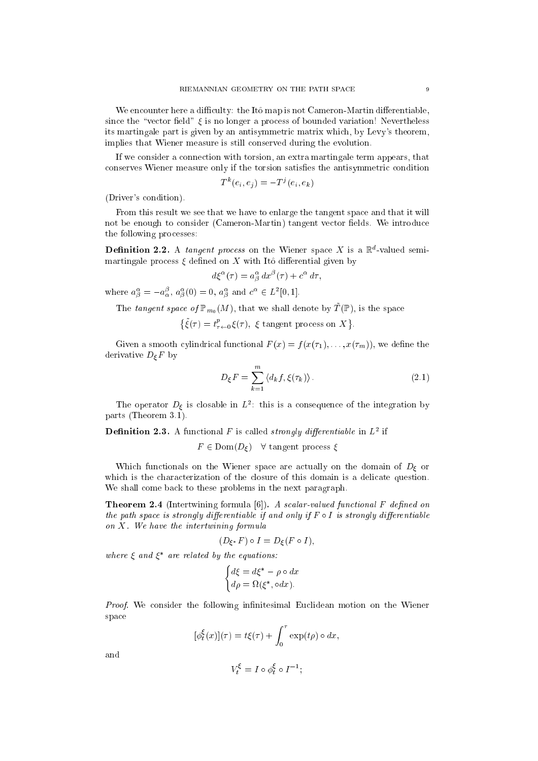We encounter here a difficulty: the Itô map is not Cameron-Martin differentiable, since the "vector field" $\xi$ is no longer a process of bounded variation! Nevertheless its martingale part is given by an antisymmetric matrix which, by Levy's theorem, implies that Wiener measure is still conserved during the evolution.

If we consider a connection with torsion, an extra martingale term appears, that conserves Wiener measure only if the torsion satisfies the antisymmetric condition

$$T^k(e_i, e_j) = -T^j(e_i, e_k)$$

(Driver's condition).

From this result we see that we have to enlarge the tangent space and that it will not be enough to consider (Cameron-Martin) tangent vector fields. We introduce the following processes:

**Definition 2.2.** A *tangent process* on the Wiener space $X$ is a $\mathbb{R}^d$-valued semi-martingale process $\xi$ defined on $X$ with Itô differential given by

$$d\xi^\alpha(\tau) = a^\alpha_\beta \, dx^\beta(\tau) + c^\alpha \, d\tau,$$

where $a^\alpha_\beta = -a^\beta_\alpha$, $a^\alpha_\beta(0) = 0$, $a^\alpha_\beta$ and $c^\alpha \in L^2[0,1]$.

The *tangent space of* $\mathbb{P}_{m_0}(M)$, that we shall denote by $\tilde{T}(\mathbb{P})$, is the space

$$\big\{\tilde{\xi}(\tau) = t^p_{\tau \leftarrow 0}\xi(\tau), \ \xi \text{ tangent process on } X\big\}.$$

Given a smooth cylindrical functional $F(x) = f(x(\tau_1), \ldots, x(\tau_m))$, we define the derivative $D_\xi F$ by

$$D_\xi F = \sum_{k=1}^m \langle d_k f, \xi(\tau_k)\rangle. \tag{2.1}$$

The operator $D_\xi$ is closable in $L^2$: this is a consequence of the integration by parts (Theorem 3.1).

**Definition 2.3.** A functional $F$ is called *strongly differentiable* in $L^2$ if

$$F \in \mathrm{Dom}(D_\xi) \quad \forall \text{ tangent process } \xi$$

Which functionals on the Wiener space are actually on the domain of $D_\xi$ or which is the characterization of the closure of this domain is a delicate question. We shall come back to these problems in the next paragraph.

**Theorem 2.4** (Intertwining formula [6])**.** *A scalar-valued functional $F$ defined on the path space is strongly differentiable if and only if $F \circ I$ is strongly differentiable on $X$. We have the intertwining formula*

$$(D_{\xi^*} F) \circ I = D_\xi(F \circ I),$$

*where $\xi$ and $\xi^*$ are related by the equations:*

$$\begin{cases} d\xi = d\xi^* - \rho \circ dx \\ d\rho = \Omega(\xi^*, \circ dx). \end{cases}$$

*Proof.* We consider the following infinitesimal Euclidean motion on the Wiener space

$$[\phi^\xi_t(x)](\tau) = t\xi(\tau) + \int_0^\tau \exp(t\rho) \circ dx,$$

and

$$V^\xi_t = I \circ \phi^\xi_t \circ I^{-1};$$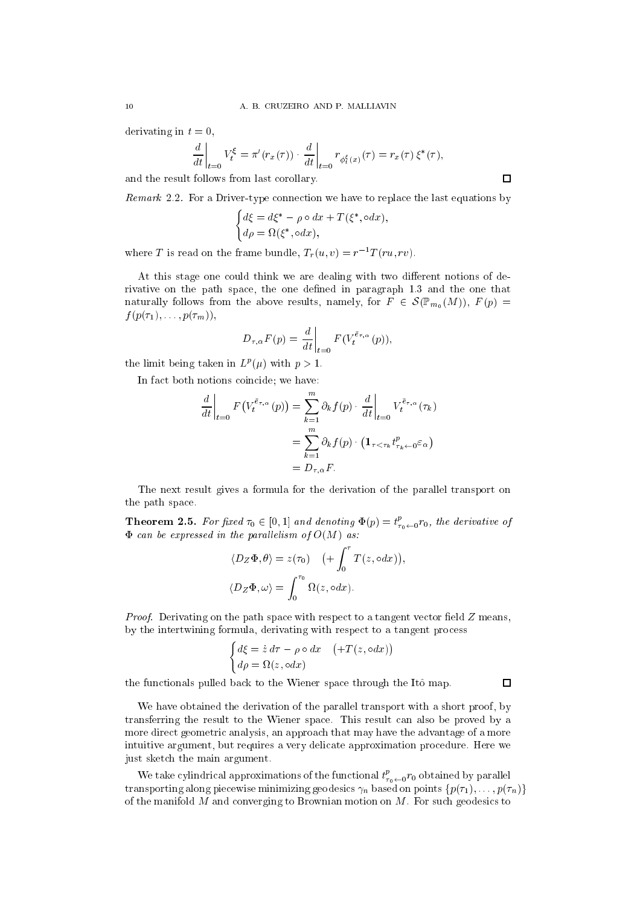derivating in $t = 0$,

$$\left.\frac{d}{dt}\right|_{t=0} V_t^{\xi} = \pi'(r_x(\tau)) \cdot \left.\frac{d}{dt}\right|_{t=0} r_{\phi_t^{\xi}(x)}(\tau) = r_x(\tau)\, \xi^*(\tau),$$

and the result follows from last corollary. □

*Remark* 2.2. For a Driver-type connection we have to replace the last equations by

$$\begin{cases} d\xi = d\xi^* - \rho \circ dx + T(\xi^*, \circ dx), \\ d\rho = \Omega(\xi^*, \circ dx), \end{cases}$$

where $T$ is read on the frame bundle, $T_r(u, v) = r^{-1} T(ru, rv)$.

At this stage one could think we are dealing with two different notions of derivative on the path space, the one defined in paragraph 1.3 and the one that naturally follows from the above results, namely, for $F \in \mathcal{S}(\mathbb{P}_{m_0}(M))$, $F(p) = f(p(\tau_1), \ldots, p(\tau_m))$,

$$D_{\tau,\alpha} F(p) = \left.\frac{d}{dt}\right|_{t=0} F(V_t^{\bar{e}_{\tau,\alpha}}(p)),$$

the limit being taken in $L^p(\mu)$ with $p > 1$.

In fact both notions coincide; we have:

$$\begin{aligned} \left.\frac{d}{dt}\right|_{t=0} F\big(V_t^{\bar{e}_{\tau,\alpha}}(p)\big) &= \sum_{k=1}^{m} \partial_k f(p) \cdot \left.\frac{d}{dt}\right|_{t=0} V_t^{\bar{e}_{\tau,\alpha}}(\tau_k) \\ &= \sum_{k=1}^{m} \partial_k f(p) \cdot \big(\mathbf{1}_{\tau < \tau_k} t^p_{\tau_k \leftarrow 0} \varepsilon_\alpha\big) \\ &= D_{\tau,\alpha} F. \end{aligned}$$

The next result gives a formula for the derivation of the parallel transport on the path space.

**Theorem 2.5.** *For fixed $\tau_0 \in [0, 1]$ and denoting $\Phi(p) = t^p_{\tau_0 \leftarrow 0} r_0$, the derivative of $\Phi$ can be expressed in the parallelism of $O(M)$ as:*

$$\langle D_Z \Phi, \theta \rangle = z(\tau_0) \quad \Big(+ \int_0^{\tau} T(z, \circ dx)\Big),$$

$$\langle D_Z \Phi, \omega \rangle = \int_0^{\tau_0} \Omega(z, \circ dx).$$

*Proof.* Derivating on the path space with respect to a tangent vector field $Z$ means, by the intertwining formula, derivating with respect to a tangent process

$$\begin{cases} d\xi = \dot{z}\, d\tau - \rho \circ dx \quad \big(+T(z, \circ dx)\big) \\ d\rho = \Omega(z, \circ dx) \end{cases}$$

the functionals pulled back to the Wiener space through the Itô map. □

We have obtained the derivation of the parallel transport with a short proof, by transferring the result to the Wiener space. This result can also be proved by a more direct geometric analysis, an approach that may have the advantage of a more intuitive argument, but requires a very delicate approximation procedure. Here we just sketch the main argument.

We take cylindrical approximations of the functional $t^p_{\tau_0 \leftarrow 0} r_0$ obtained by parallel transporting along piecewise minimizing geodesics $\gamma_n$ based on points $\{p(\tau_1), \ldots, p(\tau_n)\}$ of the manifold $M$ and converging to Brownian motion on $M$. For such geodesics to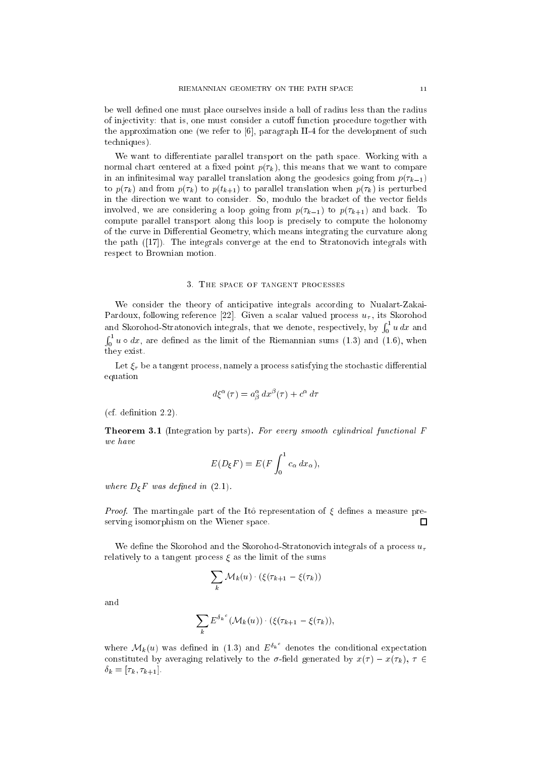be well defined one must place ourselves inside a ball of radius less than the radius of injectivity: that is, one must consider a cutoff function procedure together with the approximation one (we refer to [6], paragraph II-4 for the development of such techniques).

We want to differentiate parallel transport on the path space. Working with a normal chart centered at a fixed point $p(\tau_k)$, this means that we want to compare in an infinitesimal way parallel translation along the geodesics going from $p(\tau_{k-1})$ to $p(\tau_k)$ and from $p(\tau_k)$ to $p(t_{k+1})$ to parallel translation when $p(\tau_k)$ is perturbed in the direction we want to consider. So, modulo the bracket of the vector fields involved, we are considering a loop going from $p(\tau_{k-1})$ to $p(\tau_{k+1})$ and back. To compute parallel transport along this loop is precisely to compute the holonomy of the curve in Differential Geometry, which means integrating the curvature along the path ([17]). The integrals converge at the end to Stratonovich integrals with respect to Brownian motion.

## 3. The space of tangent processes

We consider the theory of anticipative integrals according to Nualart-Zakai-Pardoux, following reference [22]. Given a scalar valued process $u_\tau$, its Skorohod and Skorohod-Stratonovich integrals, that we denote, respectively, by $\int_0^1 u\,dx$ and $\int_0^1 u \circ dx$, are defined as the limit of the Riemannian sums (1.3) and (1.6), when they exist.

Let $\xi_\tau$ be a tangent process, namely a process satisfying the stochastic differential equation

$$d\xi^\alpha(\tau) = a^\alpha_\beta\, dx^\beta(\tau) + c^\alpha\, d\tau$$

(cf. definition 2.2).

**Theorem 3.1** (Integration by parts). *For every smooth cylindrical functional $F$ we have*

$$E(D_\xi F) = E(F \int_0^1 c_\alpha\, dx_\alpha),$$

*where $D_\xi F$ was defined in (2.1).*

*Proof.* The martingale part of the Itô representation of $\xi$ defines a measure preserving isomorphism on the Wiener space. ∎

We define the Skorohod and the Skorohod-Stratonovich integrals of a process $u_\tau$ relatively to a tangent process $\xi$ as the limit of the sums

$$\sum_k \mathcal{M}_k(u) \cdot (\xi(\tau_{k+1} - \xi(\tau_k))$$

and

$$\sum_k E^{{\delta_k}^c}(\mathcal{M}_k(u)) \cdot (\xi(\tau_{k+1} - \xi(\tau_k)),$$

where $\mathcal{M}_k(u)$ was defined in (1.3) and $E^{{\delta_k}^c}$ denotes the conditional expectation constituted by averaging relatively to the $\sigma$-field generated by $x(\tau) - x(\tau_k)$, $\tau \in \delta_k = [\tau_k, \tau_{k+1}]$.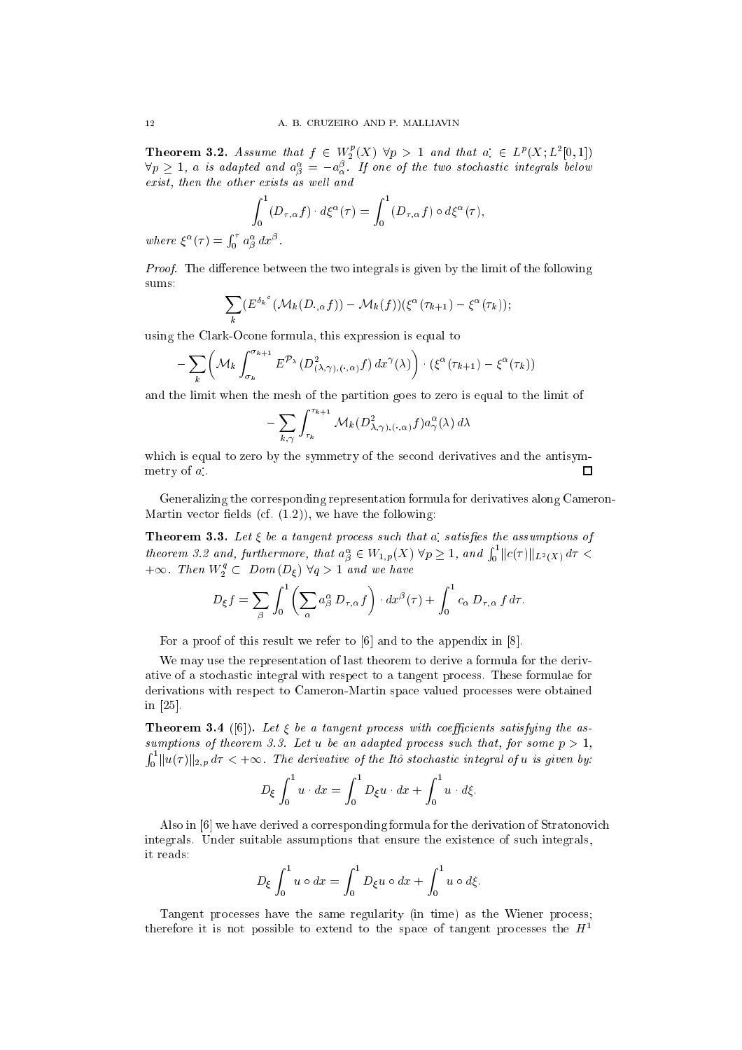**Theorem 3.2.** *Assume that $f \in W_2^p(X)$ $\forall p > 1$ and that $a^{\cdot}_{\cdot} \in L^p(X; L^2[0,1])$ $\forall p \geq 1$, $a$ is adapted and $a^\alpha_\beta = -a^\beta_\alpha$. If one of the two stochastic integrals below exist, then the other exists as well and*

$$\int_0^1 (D_{\tau,\alpha} f) \cdot d\xi^\alpha(\tau) = \int_0^1 (D_{\tau,\alpha} f) \circ d\xi^\alpha(\tau),$$

*where* $\xi^\alpha(\tau) = \int_0^\tau a^\alpha_\beta \, dx^\beta$.

*Proof.* The difference between the two integrals is given by the limit of the following sums:

$$\sum_k (E^{\delta_k{}^c}(\mathcal{M}_k(D_{\cdot,\alpha} f)) - \mathcal{M}_k(f))(\xi^\alpha(\tau_{k+1}) - \xi^\alpha(\tau_k));$$

using the Clark-Ocone formula, this expression is equal to

$$-\sum_k \left( \mathcal{M}_k \int_{\sigma_k}^{\sigma_{k+1}} E^{\mathcal{P}_\lambda}(D^2_{(\lambda,\gamma),(\cdot,\alpha)} f)\, dx^\gamma(\lambda) \right) \cdot (\xi^\alpha(\tau_{k+1}) - \xi^\alpha(\tau_k))$$

and the limit when the mesh of the partition goes to zero is equal to the limit of

$$-\sum_{k,\gamma} \int_{\tau_k}^{\tau_{k+1}} \mathcal{M}_k(D^2_{\lambda,\gamma),(\cdot,\alpha)} f) a^\alpha_\gamma(\lambda)\, d\lambda$$

which is equal to zero by the symmetry of the second derivatives and the antisymmetry of $a^{\cdot}_{\cdot}$. $\square$

Generalizing the corresponding representation formula for derivatives along Cameron-Martin vector fields (cf. (1.2)), we have the following:

**Theorem 3.3.** *Let $\xi$ be a tangent process such that $a^{\cdot}_{\cdot}$ satisfies the assumptions of theorem 3.2 and, furthermore, that $a^\alpha_\beta \in W_{1,p}(X)$ $\forall p \geq 1$, and $\int_0^1 \|c(\tau)\|_{L^2(X)} \, d\tau < +\infty$. Then $W_2^q \subset \mathrm{Dom}(D_\xi)$ $\forall q > 1$ and we have*

$$D_\xi f = \sum_\beta \int_0^1 \left( \sum_\alpha a^\alpha_\beta \, D_{\tau,\alpha} f \right) \cdot dx^\beta(\tau) + \int_0^1 c_\alpha \, D_{\tau,\alpha} \, f \, d\tau.$$

For a proof of this result we refer to [6] and to the appendix in [8].

We may use the representation of last theorem to derive a formula for the derivative of a stochastic integral with respect to a tangent process. These formulae for derivations with respect to Cameron-Martin space valued processes were obtained in [25].

**Theorem 3.4** ([6]). *Let $\xi$ be a tangent process with coefficients satisfying the assumptions of theorem 3.3. Let $u$ be an adapted process such that, for some $p > 1$, $\int_0^1 \|u(\tau)\|_{2,p} \, d\tau < +\infty$. The derivative of the Itô stochastic integral of $u$ is given by:*

$$D_\xi \int_0^1 u \cdot dx = \int_0^1 D_\xi u \cdot dx + \int_0^1 u \cdot d\xi.$$

Also in [6] we have derived a corresponding formula for the derivation of Stratonovich integrals. Under suitable assumptions that ensure the existence of such integrals, it reads:

$$D_\xi \int_0^1 u \circ dx = \int_0^1 D_\xi u \circ dx + \int_0^1 u \circ d\xi.$$

Tangent processes have the same regularity (in time) as the Wiener process; therefore it is not possible to extend to the space of tangent processes the $H^1$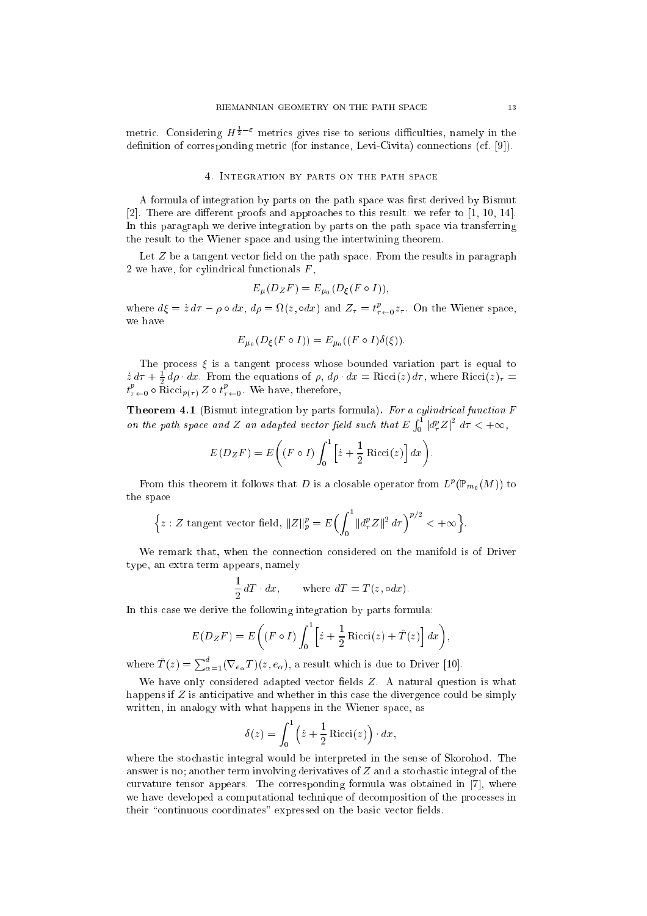metric. Considering $H^{\frac{1}{2}-\varepsilon}$ metrics gives rise to serious difficulties, namely in the definition of corresponding metric (for instance, Levi-Civita) connections (cf. [9]).

## 4. Integration by parts on the path space

A formula of integration by parts on the path space was first derived by Bismut [2]. There are different proofs and approaches to this result: we refer to [1, 10, 14]. In this paragraph we derive integration by parts on the path space via transferring the result to the Wiener space and using the intertwining theorem.

Let $Z$ be a tangent vector field on the path space. From the results in paragraph 2 we have, for cylindrical functionals $F$,

$$E_\mu(D_Z F) = E_{\mu_0}(D_\xi(F \circ I)),$$

where $d\xi = \dot{z}\, d\tau - \rho \circ dx$, $d\rho = \Omega(z, \circ dx)$ and $Z_\tau = t^p_{\tau \leftarrow 0} z_\tau$. On the Wiener space, we have

$$E_{\mu_0}(D_\xi(F \circ I)) = E_{\mu_0}((F \circ I)\delta(\xi)).$$

The process $\xi$ is a tangent process whose bounded variation part is equal to $\dot{z}\, d\tau + \frac{1}{2}\, d\rho \cdot dx$. From the equations of $\rho$, $d\rho \cdot dx = \mathrm{Ricci}(z)\, d\tau$, where $\mathrm{Ricci}(z)_\tau = t^p_{\tau \leftarrow 0} \circ \mathrm{Ricci}_{p(\tau)}\, Z \circ t^p_{\tau \leftarrow 0}$. We have, therefore,

**Theorem 4.1** (Bismut integration by parts formula). *For a cylindrical function $F$ on the path space and $Z$ an adapted vector field such that $E \int_0^1 |d^p_\tau Z|^2\, d\tau < +\infty$,*

$$E(D_Z F) = E\bigg( (F \circ I) \int_0^1 \Big[ \dot{z} + \frac{1}{2} \mathrm{Ricci}(z) \Big]\, dx \bigg).$$

From this theorem it follows that $D$ is a closable operator from $L^p(\mathbb{P}_{m_0}(M))$ to the space

$$\Big\{ z : Z \text{ tangent vector field, } \|Z\|_p^p = E\Big( \int_0^1 \|d^p_\tau Z\|^2\, d\tau \Big)^{p/2} < +\infty \Big\}.$$

We remark that, when the connection considered on the manifold is of Driver type, an extra term appears, namely

$$\frac{1}{2}\, dT \cdot dx, \qquad \text{where } dT = T(z, \circ dx).$$

In this case we derive the following integration by parts formula:

$$E(D_Z F) = E\bigg( (F \circ I) \int_0^1 \Big[ \dot{z} + \frac{1}{2} \mathrm{Ricci}(z) + \hat{T}(z) \Big]\, dx \bigg),$$

where $\hat{T}(z) = \sum_{\alpha=1}^d (\nabla_{e_\alpha} T)(z, e_\alpha)$, a result which is due to Driver [10].

We have only considered adapted vector fields $Z$. A natural question is what happens if $Z$ is anticipative and whether in this case the divergence could be simply written, in analogy with what happens in the Wiener space, as

$$\delta(z) = \int_0^1 \Big( \dot{z} + \frac{1}{2} \mathrm{Ricci}(z) \Big) \cdot dx,$$

where the stochastic integral would be interpreted in the sense of Skorohod. The answer is no; another term involving derivatives of $Z$ and a stochastic integral of the curvature tensor appears. The corresponding formula was obtained in [7], where we have developed a computational technique of decomposition of the processes in their "continuous coordinates" expressed on the basic vector fields.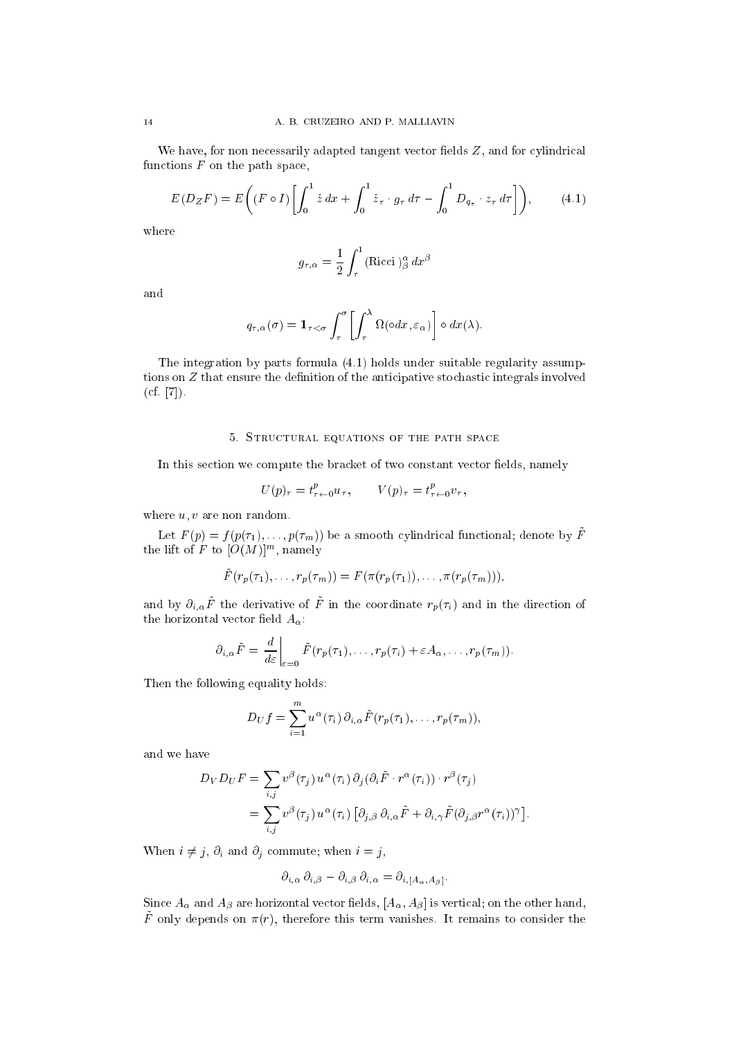We have, for non necessarily adapted tangent vector fields $Z$, and for cylindrical functions $F$ on the path space,

$$E(D_Z F) = E\bigg((F \circ I)\bigg[\int_0^1 \dot{z}\, dx + \int_0^1 \dot{z}_\tau \cdot g_\tau \, d\tau - \int_0^1 D_{q_\tau} \cdot z_\tau \, d\tau\bigg]\bigg), \tag{4.1}$$

where

$$g_{\tau,\alpha} = \frac{1}{2}\int_\tau^1 (\text{Ricci})^\alpha_\beta \, dx^\beta$$

and

$$q_{\tau,\alpha}(\sigma) = \mathbf{1}_{\tau<\sigma}\int_\tau^\sigma \bigg[\int_\tau^\lambda \Omega(\circ dx, \varepsilon_\alpha)\bigg] \circ dx(\lambda).$$

The integration by parts formula (4.1) holds under suitable regularity assumptions on $Z$ that ensure the definition of the anticipative stochastic integrals involved (cf. [7]).

## 5. Structural equations of the path space

In this section we compute the bracket of two constant vector fields, namely

$$U(p)_\tau = t^p_{\tau\leftarrow 0} u_\tau, \qquad V(p)_\tau = t^p_{\tau\leftarrow 0} v_\tau,$$

where $u, v$ are non random.

Let $F(p) = f(p(\tau_1), \ldots, p(\tau_m))$ be a smooth cylindrical functional; denote by $\tilde{F}$ the lift of $F$ to $[O(M)]^m$, namely

$$\tilde{F}(r_p(\tau_1), \ldots, r_p(\tau_m)) = F(\pi(r_p(\tau_1)), \ldots, \pi(r_p(\tau_m))),$$

and by $\partial_{i,\alpha}\tilde{F}$ the derivative of $\tilde{F}$ in the coordinate $r_p(\tau_i)$ and in the direction of the horizontal vector field $A_\alpha$:

$$\partial_{i,\alpha}\tilde{F} = \frac{d}{d\varepsilon}\bigg|_{\varepsilon=0} \tilde{F}(r_p(\tau_1), \ldots, r_p(\tau_i) + \varepsilon A_\alpha, \ldots, r_p(\tau_m)).$$

Then the following equality holds:

$$D_U f = \sum_{i=1}^m u^\alpha(\tau_i)\, \partial_{i,\alpha}\tilde{F}(r_p(\tau_1), \ldots, r_p(\tau_m)),$$

and we have

$$\begin{aligned} D_V D_U F &= \sum_{i,j} v^\beta(\tau_j)\, u^\alpha(\tau_i)\, \partial_j(\partial_i \tilde{F} \cdot r^\alpha(\tau_i)) \cdot r^\beta(\tau_j) \\ &= \sum_{i,j} v^\beta(\tau_j)\, u^\alpha(\tau_i)\, \big[\partial_{j,\beta}\, \partial_{i,\alpha}\tilde{F} + \partial_{i,\gamma}\tilde{F}(\partial_{j,\beta} r^\alpha(\tau_i))^\gamma\big]. \end{aligned}$$

When $i \neq j$, $\partial_i$ and $\partial_j$ commute; when $i = j$,

$$\partial_{i,\alpha}\, \partial_{i,\beta} - \partial_{i,\beta}\, \partial_{i,\alpha} = \partial_{i,[A_\alpha, A_\beta]}.$$

Since $A_\alpha$ and $A_\beta$ are horizontal vector fields, $[A_\alpha, A_\beta]$ is vertical; on the other hand, $\tilde{F}$ only depends on $\pi(r)$, therefore this term vanishes. It remains to consider the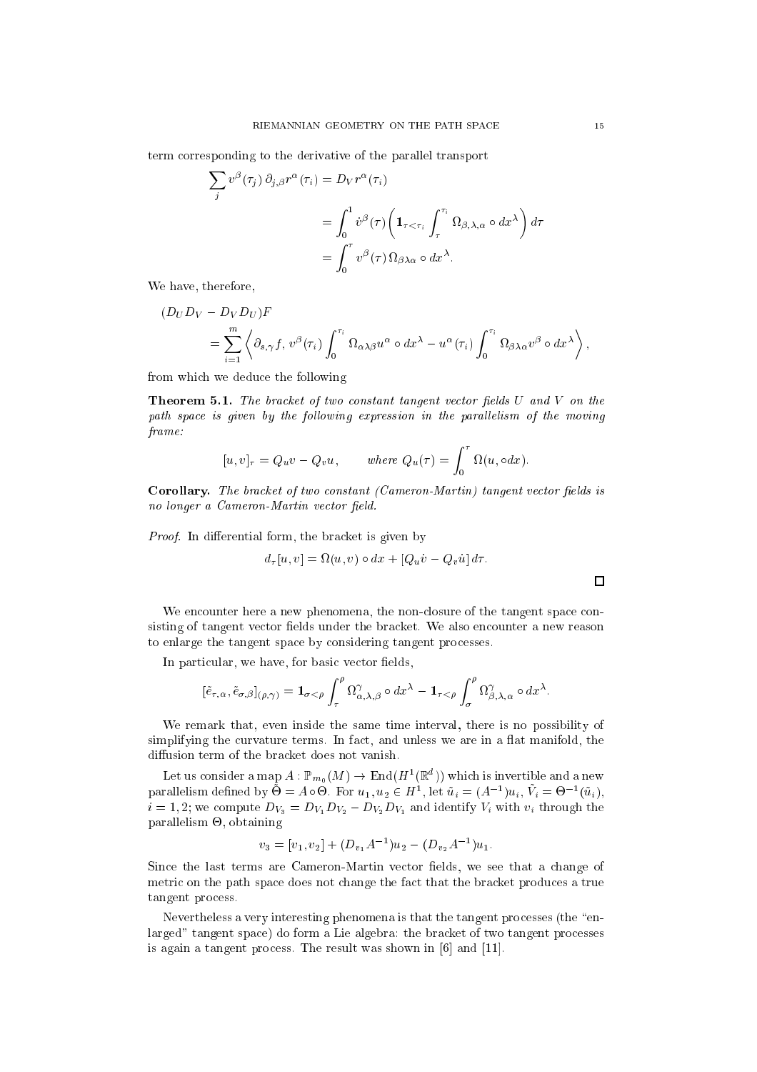term corresponding to the derivative of the parallel transport

$$
\begin{aligned}
\sum_j v^\beta(\tau_j)\,\partial_{j,\beta} r^\alpha(\tau_i) &= D_V r^\alpha(\tau_i) \\
&= \int_0^1 \dot v^\beta(\tau)\left(\mathbf{1}_{\tau<\tau_i}\int_\tau^{\tau_i}\Omega_{\beta,\lambda,\alpha}\circ dx^\lambda\right)d\tau \\
&= \int_0^\tau v^\beta(\tau)\,\Omega_{\beta\lambda\alpha}\circ dx^\lambda.
\end{aligned}
$$

We have, therefore,

$$
\begin{aligned}
&(D_U D_V - D_V D_U)F \\
&\quad = \sum_{i=1}^m \left\langle \partial_{s,\gamma} f,\, v^\beta(\tau_i)\int_0^{\tau_i}\Omega_{\alpha\lambda\beta}u^\alpha\circ dx^\lambda - u^\alpha(\tau_i)\int_0^{\tau_i}\Omega_{\beta\lambda\alpha}v^\beta\circ dx^\lambda\right\rangle,
\end{aligned}
$$

from which we deduce the following

**Theorem 5.1.** *The bracket of two constant tangent vector fields $U$ and $V$ on the path space is given by the following expression in the parallelism of the moving frame:*

$$
[u,v]_\tau = Q_u v - Q_v u, \qquad \text{where } Q_u(\tau) = \int_0^\tau \Omega(u,\circ dx).
$$

**Corollary.** *The bracket of two constant (Cameron-Martin) tangent vector fields is no longer a Cameron-Martin vector field.*

*Proof.* In differential form, the bracket is given by

$$
d_\tau[u,v] = \Omega(u,v)\circ dx + [Q_u\dot v - Q_v \dot u]\,d\tau.
$$

∎

We encounter here a new phenomena, the non-closure of the tangent space consisting of tangent vector fields under the bracket. We also encounter a new reason to enlarge the tangent space by considering tangent processes.

In particular, we have, for basic vector fields,

$$
[\tilde e_{\tau,\alpha},\tilde e_{\sigma,\beta}]_{(\rho,\gamma)} = \mathbf{1}_{\sigma<\rho}\int_\tau^\rho \Omega^\gamma_{\alpha,\lambda,\beta}\circ dx^\lambda - \mathbf{1}_{\tau<\rho}\int_\sigma^\rho \Omega^\gamma_{\beta,\lambda,\alpha}\circ dx^\lambda.
$$

We remark that, even inside the same time interval, there is no possibility of simplifying the curvature terms. In fact, and unless we are in a flat manifold, the diffusion term of the bracket does not vanish.

Let us consider a map $A : \mathbb{P}_{m_0}(M) \to \mathrm{End}(H^1(\mathbb{R}^d))$ which is invertible and a new parallelism defined by $\tilde\Theta = A\circ\Theta$. For $u_1, u_2 \in H^1$, let $\tilde u_i = (A^{-1})u_i$, $\tilde V_i = \Theta^{-1}(\tilde u_i)$, $i = 1,2$; we compute $D_{V_3} = D_{V_1}D_{V_2} - D_{V_2}D_{V_1}$ and identify $V_i$ with $v_i$ through the parallelism $\Theta$, obtaining

$$
v_3 = [v_1,v_2] + (D_{v_1}A^{-1})u_2 - (D_{v_2}A^{-1})u_1.
$$

Since the last terms are Cameron-Martin vector fields, we see that a change of metric on the path space does not change the fact that the bracket produces a true tangent process.

Nevertheless a very interesting phenomena is that the tangent processes (the "enlarged" tangent space) do form a Lie algebra: the bracket of two tangent processes is again a tangent process. The result was shown in [6] and [11].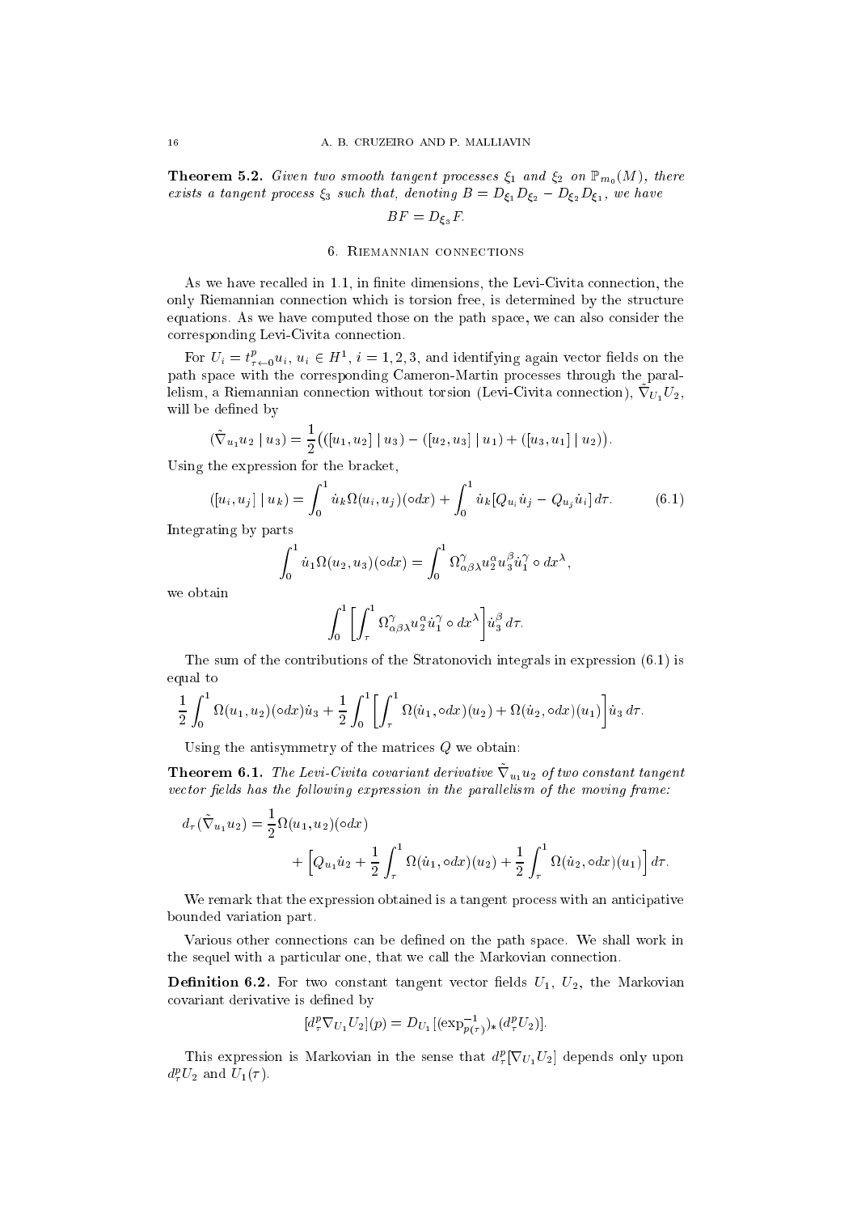**Theorem 5.2.** *Given two smooth tangent processes $\xi_1$ and $\xi_2$ on $\mathbb{P}_{m_0}(M)$, there exists a tangent process $\xi_3$ such that, denoting $B = D_{\xi_1} D_{\xi_2} - D_{\xi_2} D_{\xi_1}$, we have*

$$BF = D_{\xi_3} F.$$

## 6. Riemannian connections

As we have recalled in 1.1, in finite dimensions, the Levi-Civita connection, the only Riemannian connection which is torsion free, is determined by the structure equations. As we have computed those on the path space, we can also consider the corresponding Levi-Civita connection.

For $U_i = t^p_{\tau \leftarrow 0} u_i$, $u_i \in H^1$, $i = 1, 2, 3$, and identifying again vector fields on the path space with the corresponding Cameron-Martin processes through the parallelism, a Riemannian connection without torsion (Levi-Civita connection), $\tilde{\nabla}_{U_1} U_2$, will be defined by

$$(\tilde{\nabla}_{u_1} u_2 \mid u_3) = \frac{1}{2}\big(([u_1, u_2] \mid u_3) - ([u_2, u_3] \mid u_1) + ([u_3, u_1] \mid u_2)\big).$$

Using the expression for the bracket,

$$([u_i, u_j] \mid u_k) = \int_0^1 \dot{u}_k \Omega(u_i, u_j)(\circ dx) + \int_0^1 \dot{u}_k [Q_{u_i} \dot{u}_j - Q_{u_j} \dot{u}_i] \, d\tau. \tag{6.1}$$

Integrating by parts

$$\int_0^1 \dot{u}_1 \Omega(u_2, u_3)(\circ dx) = \int_0^1 \Omega^{\gamma}_{\alpha\beta\lambda} u_2^{\alpha} u_3^{\beta} \dot{u}_1^{\gamma} \circ dx^{\lambda},$$

we obtain

$$\int_0^1 \left[ \int_{\tau}^1 \Omega^{\gamma}_{\alpha\beta\lambda} u_2^{\alpha} \dot{u}_1^{\gamma} \circ dx^{\lambda} \right] \dot{u}_3^{\beta} \, d\tau.$$

The sum of the contributions of the Stratonovich integrals in expression (6.1) is equal to

$$\frac{1}{2} \int_0^1 \Omega(u_1, u_2)(\circ dx) \dot{u}_3 + \frac{1}{2} \int_0^1 \left[ \int_{\tau}^1 \Omega(\dot{u}_1, \circ dx)(u_2) + \Omega(\dot{u}_2, \circ dx)(u_1) \right] \dot{u}_3 \, d\tau.$$

Using the antisymmetry of the matrices $Q$ we obtain:

**Theorem 6.1.** *The Levi-Civita covariant derivative $\tilde{\nabla}_{u_1} u_2$ of two constant tangent vector fields has the following expression in the parallelism of the moving frame:*

$$d_{\tau}(\tilde{\nabla}_{u_1} u_2) = \frac{1}{2} \Omega(u_1, u_2)(\circ dx) + \left[ Q_{u_1} \dot{u}_2 + \frac{1}{2} \int_{\tau}^1 \Omega(\dot{u}_1, \circ dx)(u_2) + \frac{1}{2} \int_{\tau}^1 \Omega(\dot{u}_2, \circ dx)(u_1) \right] d\tau.$$

We remark that the expression obtained is a tangent process with an anticipative bounded variation part.

Various other connections can be defined on the path space. We shall work in the sequel with a particular one, that we call the Markovian connection.

**Definition 6.2.** For two constant tangent vector fields $U_1$, $U_2$, the Markovian covariant derivative is defined by

$$[d^p_{\tau} \nabla_{U_1} U_2](p) = D_{U_1} [(\exp^{-1}_{p(\tau)})_* (d^p_{\tau} U_2)].$$

This expression is Markovian in the sense that $d^p_{\tau}[\nabla_{U_1} U_2]$ depends only upon $d^p_{\tau} U_2$ and $U_1(\tau)$.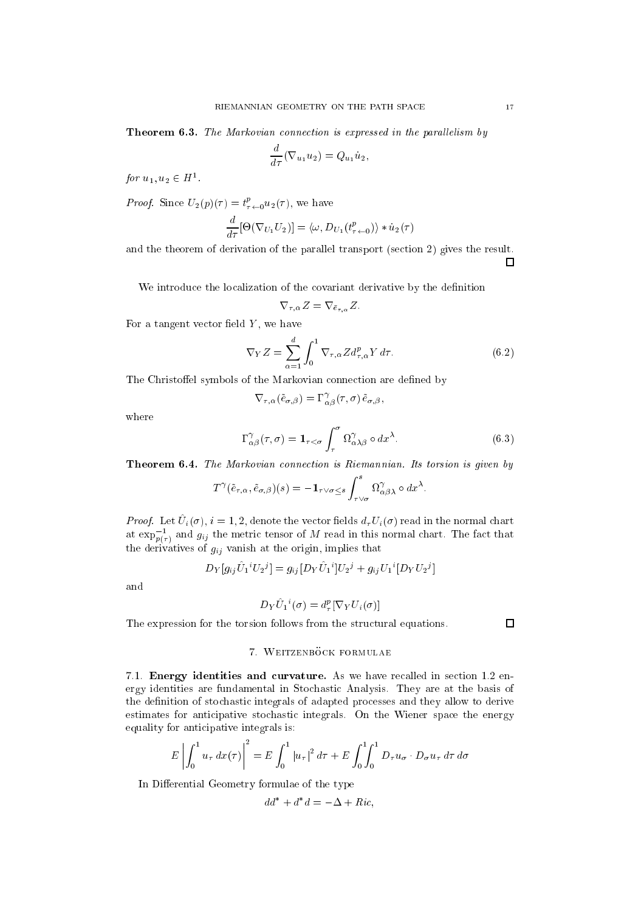**Theorem 6.3.** *The Markovian connection is expressed in the parallelism by*

$$\frac{d}{d\tau}(\nabla_{u_1} u_2) = Q_{u_1} \dot{u}_2,$$

*for* $u_1, u_2 \in H^1$.

*Proof.* Since $U_2(p)(\tau) = t^p_{\tau \leftarrow 0} u_2(\tau)$, we have

$$\frac{d}{d\tau}[\Theta(\nabla_{U_1} U_2)] = \langle \omega, D_{U_1}(t^p_{\tau \leftarrow 0}) \rangle * \dot{u}_2(\tau)$$

and the theorem of derivation of the parallel transport (section 2) gives the result. □

We introduce the localization of the covariant derivative by the definition

$$\nabla_{\tau,\alpha} Z = \nabla_{\tilde{e}_{\tau,\alpha}} Z.$$

For a tangent vector field $Y$, we have

$$\nabla_Y Z = \sum_{\alpha=1}^{d} \int_0^1 \nabla_{\tau,\alpha} Z d^p_{\tau,\alpha} Y \, d\tau. \tag{6.2}$$

The Christoffel symbols of the Markovian connection are defined by

$$\nabla_{\tau,\alpha}(\tilde{e}_{\sigma,\beta}) = \Gamma^{\gamma}_{\alpha\beta}(\tau,\sigma)\, \tilde{e}_{\sigma,\beta},$$

where

$$\Gamma^{\gamma}_{\alpha\beta}(\tau,\sigma) = \mathbf{1}_{\tau<\sigma} \int_{\tau}^{\sigma} \Omega^{\gamma}_{\alpha\lambda\beta} \circ dx^{\lambda}. \tag{6.3}$$

**Theorem 6.4.** *The Markovian connection is Riemannian. Its torsion is given by*

$$T^{\gamma}(\tilde{e}_{\tau,\alpha}, \tilde{e}_{\sigma,\beta})(s) = -\mathbf{1}_{\tau\vee\sigma\le s} \int_{\tau\vee\sigma}^{s} \Omega^{\gamma}_{\alpha\beta\lambda} \circ dx^{\lambda}.$$

*Proof.* Let $\hat{U}_i(\sigma)$, $i = 1, 2$, denote the vector fields $d_\tau U_i(\sigma)$ read in the normal chart at $\exp^{-1}_{p(\tau)}$ and $g_{ij}$ the metric tensor of $M$ read in this normal chart. The fact that the derivatives of $g_{ij}$ vanish at the origin, implies that

$$D_Y[g_{ij}\hat{U}_1{}^i U_2{}^j] = g_{ij}[D_Y \hat{U}_1{}^i] U_2{}^j + g_{ij} U_1{}^i [D_Y U_2{}^j]$$

and

$$D_Y \hat{U}_1{}^i(\sigma) = d^p_\tau[\nabla_Y U_i(\sigma)]$$

The expression for the torsion follows from the structural equations. □

## 7. Weitzenböck formulae

7.1. **Energy identities and curvature.** As we have recalled in section 1.2 energy identities are fundamental in Stochastic Analysis. They are at the basis of the definition of stochastic integrals of adapted processes and they allow to derive estimates for anticipative stochastic integrals. On the Wiener space the energy equality for anticipative integrals is:

$$E\left|\int_0^1 u_\tau \, dx(\tau)\right|^2 = E\int_0^1 |u_\tau|^2 \, d\tau + E\int_0^1\int_0^1 D_\tau u_\sigma \cdot D_\sigma u_\tau \, d\tau\, d\sigma$$

In Differential Geometry formulae of the type

$$dd^* + d^*d = -\Delta + Ric,$$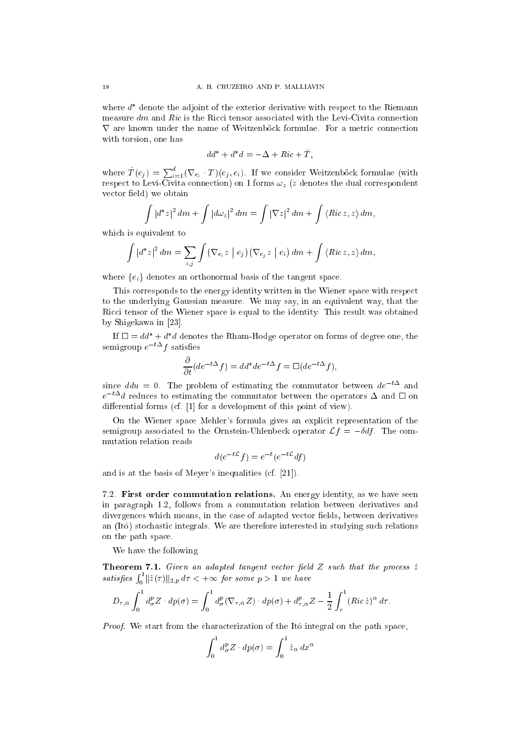where $d^*$ denote the adjoint of the exterior derivative with respect to the Riemann measure $dm$ and $Ric$ is the Ricci tensor associated with the Levi-Civita connection $\nabla$ are known under the name of Weitzenböck formulae. For a metric connection with torsion, one has

$$dd^* + d^*d = -\Delta + Ric + \hat{T},$$

where $\hat{T}(e_j) = \sum_{i=1}^{d} (\nabla_{e_i} \cdot T)(e_j, e_i)$. If we consider Weitzenböck formulae (with respect to Levi-Civita connection) on 1 forms $\omega_z$ ($z$ denotes the dual correspondent vector field) we obtain

$$\int |d^* z|^2 \, dm + \int |d\omega_z|^2 \, dm = \int |\nabla z|^2 \, dm + \int \langle Ric\, z, z \rangle \, dm,$$

which is equivalent to

$$\int |d^* z|^2 \, dm = \sum_{i,j} \int \left(\nabla_{e_i} z \mid e_j\right)\left(\nabla_{e_j} z \mid e_i\right) dm + \int \langle Ric\, z, z \rangle \, dm,$$

where $\{e_i\}$ denotes an orthonormal basis of the tangent space.

This corresponds to the energy identity written in the Wiener space with respect to the underlying Gaussian measure. We may say, in an equivalent way, that the Ricci tensor of the Wiener space is equal to the identity. This result was obtained by Shigekawa in [23].

If $\square = dd^* + d^*d$ denotes the Rham-Hodge operator on forms of degree one, the semigroup $e^{-t\Delta} f$ satisfies

$$\frac{\partial}{\partial t}(de^{-t\Delta} f) = dd^* de^{-t\Delta} f = \square(de^{-t\Delta} f),$$

since $ddu = 0$. The problem of estimating the commutator between $de^{-t\Delta}$ and $e^{-t\Delta} d$ reduces to estimating the commutator between the operators $\Delta$ and $\square$ on differential forms (cf. [1] for a development of this point of view).

On the Wiener space Mehler's formula gives an explicit representation of the semigroup associated to the Ornstein-Uhlenbeck operator $\mathcal{L} f = -\delta d f$. The commutation relation reads

$$d(e^{-t\mathcal{L}} f) = e^{-t}(e^{-t\mathcal{L}} df)$$

and is at the basis of Meyer's inequalities (cf. [21]).

7.2. **First order commutation relations.** An energy identity, as we have seen in paragraph 1.2, follows from a commutation relation between derivatives and divergences which means, in the case of adapted vector fields, between derivatives an (Itô) stochastic integrals. We are therefore interested in studying such relations on the path space.

We have the following

**Theorem 7.1.** *Given an adapted tangent vector field $Z$ such that the process $\dot{z}$ satisfies $\int_0^1 \|\dot{z}(\tau)\|_{2,p} \, d\tau < +\infty$ for some $p > 1$ we have*

$$D_{\tau,\alpha} \int_0^1 d^p_\sigma Z \cdot dp(\sigma) = \int_0^1 d^p_\sigma (\nabla_{\tau,\alpha} Z) \cdot dp(\sigma) + d^p_{\tau,\alpha} Z - \frac{1}{2} \int_\tau^1 (Ric\, \dot{z})^\alpha \, d\tau.$$

*Proof.* We start from the characterization of the Itô integral on the path space,

$$\int_0^1 d^p_\sigma Z \cdot dp(\sigma) = \int_0^1 \dot{z}_\alpha \, dx^\alpha$$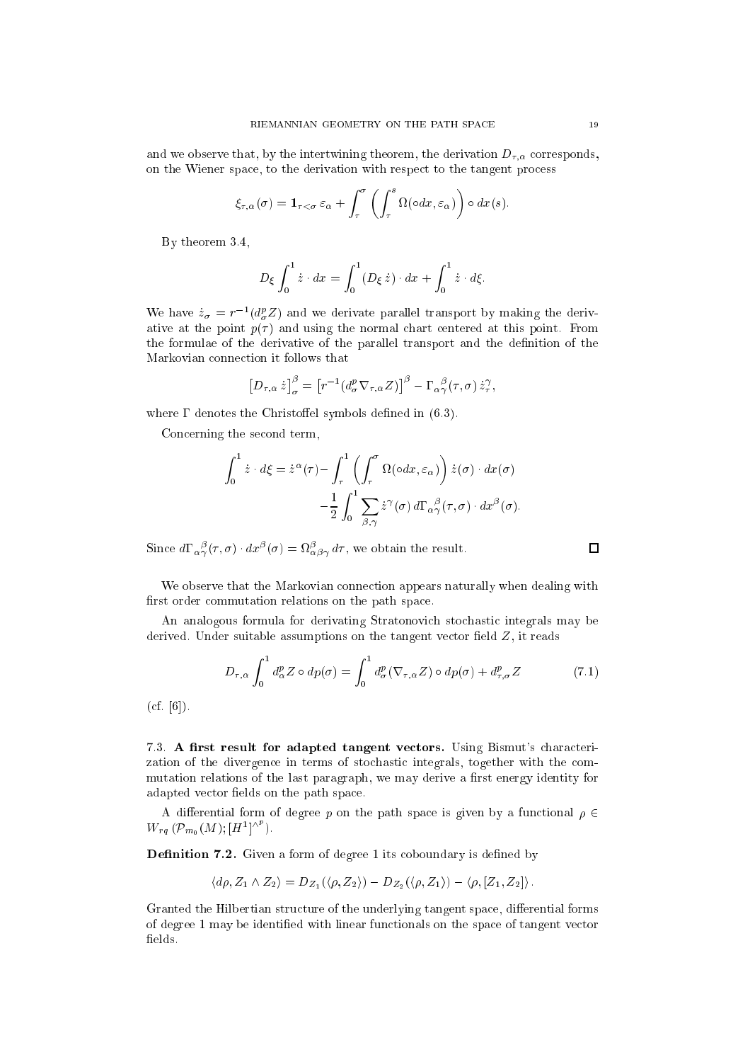and we observe that, by the intertwining theorem, the derivation $D_{\tau,\alpha}$ corresponds, on the Wiener space, to the derivation with respect to the tangent process

$$\xi_{\tau,\alpha}(\sigma) = \mathbf{1}_{\tau<\sigma}\,\varepsilon_\alpha + \int_\tau^\sigma \left( \int_\tau^s \Omega(\circ dx, \varepsilon_\alpha) \right) \circ dx(s).$$

By theorem 3.4,

$$D_\xi \int_0^1 \dot{z} \cdot dx = \int_0^1 (D_\xi\, \dot{z}) \cdot dx + \int_0^1 \dot{z} \cdot d\xi.$$

We have $\dot{z}_\sigma = r^{-1}(d_\sigma^p Z)$ and we derivate parallel transport by making the derivative at the point $p(\tau)$ and using the normal chart centered at this point. From the formulae of the derivative of the parallel transport and the definition of the Markovian connection it follows that

$$\left[D_{\tau,\alpha}\,\dot{z}\right]_\sigma^\beta = \left[r^{-1}(d_\sigma^p \nabla_{\tau,\alpha} Z)\right]^\beta - \Gamma_{\alpha\gamma}^{\;\beta}(\tau,\sigma)\,\dot{z}_\tau^\gamma,$$

where $\Gamma$ denotes the Christoffel symbols defined in (6.3).

Concerning the second term,

$$\begin{aligned}\int_0^1 \dot{z} \cdot d\xi = \dot{z}^\alpha(\tau) - &\int_\tau^1 \left( \int_\tau^\sigma \Omega(\circ dx, \varepsilon_\alpha) \right) \dot{z}(\sigma) \cdot dx(\sigma) \\ &- \frac{1}{2} \int_0^1 \sum_{\beta,\gamma} \dot{z}^\gamma(\sigma)\, d\Gamma_{\alpha\gamma}^{\;\beta}(\tau,\sigma) \cdot dx^\beta(\sigma).\end{aligned}$$

Since $d\Gamma_{\alpha\gamma}^{\;\beta}(\tau,\sigma) \cdot dx^\beta(\sigma) = \Omega_{\alpha\beta\gamma}^\beta\, d\tau$, we obtain the result. ☐

We observe that the Markovian connection appears naturally when dealing with first order commutation relations on the path space.

An analogous formula for derivating Stratonovich stochastic integrals may be derived. Under suitable assumptions on the tangent vector field $Z$, it reads

$$D_{\tau,\alpha} \int_0^1 d_\alpha^p Z \circ dp(\sigma) = \int_0^1 d_\sigma^p(\nabla_{\tau,\alpha} Z) \circ dp(\sigma) + d_{\tau,\sigma}^p Z \tag{7.1}$$

(cf. [6]).

**7.3. A first result for adapted tangent vectors.** Using Bismut's characterization of the divergence in terms of stochastic integrals, together with the commutation relations of the last paragraph, we may derive a first energy identity for adapted vector fields on the path space.

A differential form of degree $p$ on the path space is given by a functional $\rho \in W_{rq}(\mathcal{P}_{m_0}(M); [H^1]^{\wedge p})$.

**Definition 7.2.** Given a form of degree 1 its coboundary is defined by

$$\langle d\rho, Z_1 \wedge Z_2 \rangle = D_{Z_1}(\langle \rho, Z_2 \rangle) - D_{Z_2}(\langle \rho, Z_1 \rangle) - \langle \rho, [Z_1, Z_2] \rangle.$$

Granted the Hilbertian structure of the underlying tangent space, differential forms of degree 1 may be identified with linear functionals on the space of tangent vector fields.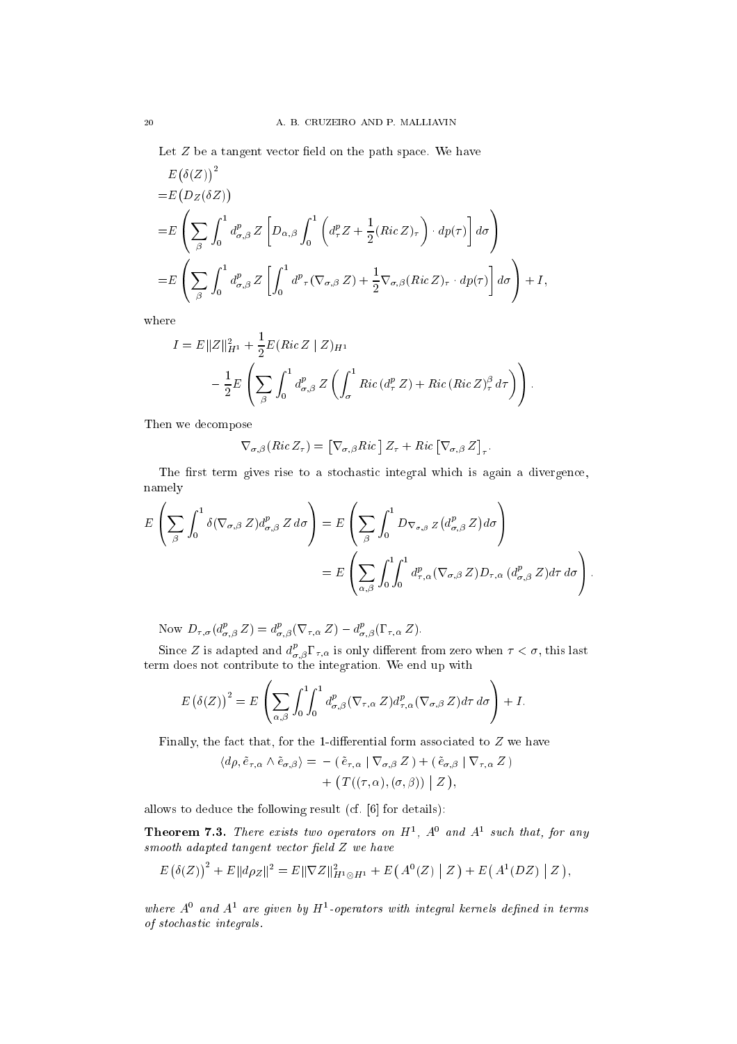Let $Z$ be a tangent vector field on the path space. We have

$$
\begin{aligned}
&E\big(\delta(Z)\big)^2 \\
=&E\big(D_Z(\delta Z)\big) \\
=&E\left(\sum_\beta \int_0^1 d^p_{\sigma,\beta}\, Z\left[D_{\alpha,\beta}\int_0^1 \left(d^p_\tau Z + \frac{1}{2}(Ric\, Z)_\tau\right)\cdot dp(\tau)\right] d\sigma\right) \\
=&E\left(\sum_\beta \int_0^1 d^p_{\sigma,\beta}\, Z\left[\int_0^1 d^p{}_\tau(\nabla_{\sigma,\beta}\, Z) + \frac{1}{2}\nabla_{\sigma,\beta}(Ric\, Z)_\tau\cdot dp(\tau)\right] d\sigma\right) + I,
\end{aligned}
$$

where

$$
\begin{aligned}
I = &\, E\|Z\|^2_{H^1} + \frac{1}{2}E(Ric\, Z \mid Z)_{H^1} \\
&- \frac{1}{2}E\left(\sum_\beta \int_0^1 d^p_{\sigma,\beta}\, Z\left(\int_\sigma^1 Ric\,(d^p_\tau\, Z) + Ric\,(Ric\, Z)^\beta_\tau\, d\tau\right)\right).
\end{aligned}
$$

Then we decompose

$$
\nabla_{\sigma,\beta}(Ric\, Z_\tau) = \big[\nabla_{\sigma,\beta} Ric\,\big]\, Z_\tau + Ric\,\big[\nabla_{\sigma,\beta}\, Z\big]_\tau.
$$

The first term gives rise to a stochastic integral which is again a divergence, namely

$$
\begin{aligned}
E\left(\sum_\beta \int_0^1 \delta(\nabla_{\sigma,\beta}\, Z) d^p_{\sigma,\beta}\, Z\, d\sigma\right) &= E\left(\sum_\beta \int_0^1 D_{\nabla_{\sigma,\beta}\, Z}\big(d^p_{\sigma,\beta}\, Z\big) d\sigma\right) \\
&= E\left(\sum_{\alpha,\beta} \int_0^1\!\!\int_0^1 d^p_{\tau,\alpha}(\nabla_{\sigma,\beta}\, Z) D_{\tau,\alpha}\,(d^p_{\sigma,\beta}\, Z) d\tau\, d\sigma\right).
\end{aligned}
$$

Now $D_{\tau,\sigma}(d^p_{\sigma,\beta}\, Z) = d^p_{\sigma,\beta}(\nabla_{\tau,\alpha}\, Z) - d^p_{\sigma,\beta}(\Gamma_{\tau,\alpha}\, Z)$.

Since $Z$ is adapted and $d^p_{\sigma,\beta}\Gamma_{\tau,\alpha}$ is only different from zero when $\tau < \sigma$, this last term does not contribute to the integration. We end up with

$$
E\big(\delta(Z)\big)^2 = E\left(\sum_{\alpha,\beta} \int_0^1\!\!\int_0^1 d^p_{\sigma,\beta}(\nabla_{\tau,\alpha}\, Z) d^p_{\tau,\alpha}(\nabla_{\sigma,\beta}\, Z) d\tau\, d\sigma\right) + I.
$$

Finally, the fact that, for the 1-differential form associated to $Z$ we have

$$
\begin{aligned}
\langle d\rho, \tilde{e}_{\tau,\alpha} \wedge \tilde{e}_{\sigma,\beta}\rangle = &- (\, \tilde{e}_{\tau,\alpha} \mid \nabla_{\sigma,\beta}\, Z\,) + (\, \tilde{e}_{\sigma,\beta} \mid \nabla_{\tau,\alpha}\, Z\,) \\
&+ \big(T((\tau,\alpha),(\sigma,\beta)) \;\big|\; Z\big),
\end{aligned}
$$

allows to deduce the following result (cf. [6] for details):

**Theorem 7.3.** *There exists two operators on $H^1$, $A^0$ and $A^1$ such that, for any smooth adapted tangent vector field $Z$ we have*

$$
E\big(\delta(Z)\big)^2 + E\|d\rho_Z\|^2 = E\|\nabla Z\|^2_{H^1\otimes H^1} + E\big(\, A^0(Z) \;\big|\; Z\big) + E\big(\, A^1(DZ) \;\big|\; Z\,\big),
$$

*where $A^0$ and $A^1$ are given by $H^1$-operators with integral kernels defined in terms of stochastic integrals.*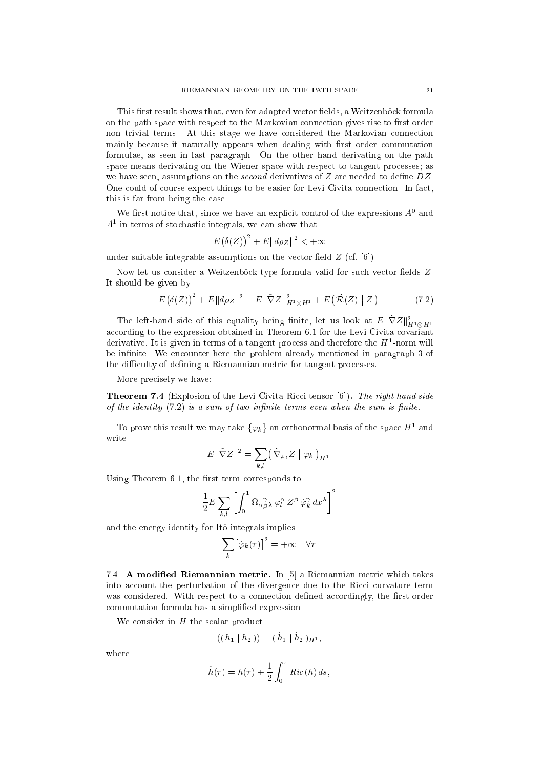This first result shows that, even for adapted vector fields, a Weitzenböck formula on the path space with respect to the Markovian connection gives rise to first order non trivial terms. At this stage we have considered the Markovian connection mainly because it naturally appears when dealing with first order commutation formulae, as seen in last paragraph. On the other hand derivating on the path space means derivating on the Wiener space with respect to tangent processes; as we have seen, assumptions on the *second* derivatives of $Z$ are needed to define $DZ$. One could of course expect things to be easier for Levi-Civita connection. In fact, this is far from being the case.

We first notice that, since we have an explicit control of the expressions $A^0$ and $A^1$ in terms of stochastic integrals, we can show that

$$E\left(\delta(Z)\right)^2 + E\|d\rho_Z\|^2 < +\infty$$

under suitable integrable assumptions on the vector field $Z$ (cf. [6]).

Now let us consider a Weitzenböck-type formula valid for such vector fields $Z$. It should be given by

$$E\left(\delta(Z)\right)^2 + E\|d\rho_Z\|^2 = E\|\tilde{\nabla} Z\|^2_{H^1\otimes H^1} + E\left(\tilde{\mathcal{R}}(Z) \mid Z\right). \tag{7.2}$$

The left-hand side of this equality being finite, let us look at $E\|\tilde{\nabla} Z\|^2_{H^1\otimes H^1}$ according to the expression obtained in Theorem 6.1 for the Levi-Civita covariant derivative. It is given in terms of a tangent process and therefore the $H^1$-norm will be infinite. We encounter here the problem already mentioned in paragraph 3 of the difficulty of defining a Riemannian metric for tangent processes.

More precisely we have:

**Theorem 7.4** (Explosion of the Levi-Civita Ricci tensor [6]). *The right-hand side of the identity (7.2) is a sum of two infinite terms even when the sum is finite.*

To prove this result we may take $\{\varphi_k\}$ an orthonormal basis of the space $H^1$ and write

$$E\|\tilde{\nabla} Z\|^2 = \sum_{k,l} \left( \tilde{\nabla}_{\varphi_l} Z \mid \varphi_k \right)_{H^1}.$$

Using Theorem 6.1, the first term corresponds to

$$\frac{1}{2} E \sum_{k,l} \left[ \int_0^1 \Omega_{\alpha\beta\lambda}^{\;\gamma}\, \varphi_l^\alpha\, Z^\beta\, \dot{\varphi}_k^\gamma\, dx^\lambda \right]^2$$

and the energy identity for Itô integrals implies

$$\sum_k \left[\dot{\varphi}_k(\tau)\right]^2 = +\infty \quad \forall \tau.$$

### 7.4. A modified Riemannian metric.

In [5] a Riemannian metric which takes into account the perturbation of the divergence due to the Ricci curvature term was considered. With respect to a connection defined accordingly, the first order commutation formula has a simplified expression.

We consider in $H$ the scalar product:

$$(( h_1 \mid h_2 )) = ( \hat{h}_1 \mid \hat{h}_2 )_{H^1},$$

where

$$\hat{h}(\tau) = h(\tau) + \frac{1}{2} \int_0^\tau Ric\,(h)\, ds,$$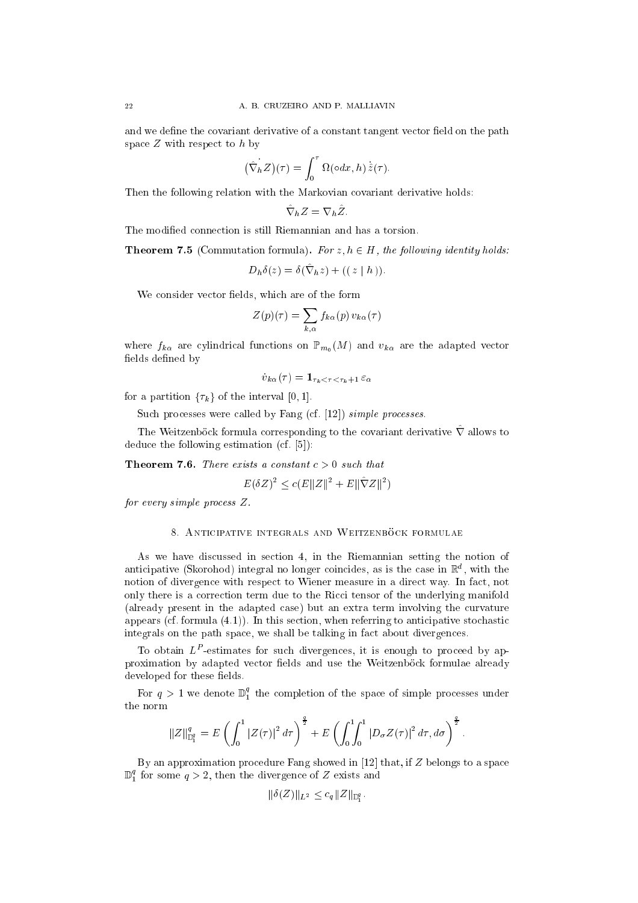and we define the covariant derivative of a constant tangent vector field on the path space $Z$ with respect to $h$ by

$$(\dot{\hat{\nabla}_h Z})(\tau) = \int_0^\tau \Omega(\circ dx, h)\, \dot{\hat{z}}(\tau).$$

Then the following relation with the Markovian covariant derivative holds:

$$\hat{\nabla}_h Z = \nabla_h \hat{Z}.$$

The modified connection is still Riemannian and has a torsion.

**Theorem 7.5** (Commutation formula). *For $z, h \in H$, the following identity holds:*

$$D_h \delta(z) = \delta(\hat{\nabla}_h z) + ((\, z \mid h\,)).$$

We consider vector fields, which are of the form

$$Z(p)(\tau) = \sum_{k,\alpha} f_{k\alpha}(p)\, v_{k\alpha}(\tau)$$

where $f_{k\alpha}$ are cylindrical functions on $\mathbb{P}_{m_0}(M)$ and $v_{k\alpha}$ are the adapted vector fields defined by

$$\dot{v}_{k\alpha}(\tau) = \mathbf{1}_{\tau_k < \tau < \tau_k + 1}\, \varepsilon_\alpha$$

for a partition $\{\tau_k\}$ of the interval $[0, 1]$.

Such processes were called by Fang (cf. [12]) *simple processes*.

The Weitzenböck formula corresponding to the covariant derivative $\hat{\nabla}$ allows to deduce the following estimation (cf. [5]):

**Theorem 7.6.** *There exists a constant $c > 0$ such that*

$$E(\delta Z)^2 \leq c(E\|Z\|^2 + E\|\hat{\nabla} Z\|^2)$$

*for every simple process $Z$.*

## 8. Anticipative integrals and Weitzenböck formulae

As we have discussed in section 4, in the Riemannian setting the notion of anticipative (Skorohod) integral no longer coincides, as is the case in $\mathbb{R}^d$, with the notion of divergence with respect to Wiener measure in a direct way. In fact, not only there is a correction term due to the Ricci tensor of the underlying manifold (already present in the adapted case) but an extra term involving the curvature appears (cf. formula (4.1)). In this section, when referring to anticipative stochastic integrals on the path space, we shall be talking in fact about divergences.

To obtain $L^P$-estimates for such divergences, it is enough to proceed by approximation by adapted vector fields and use the Weitzenböck formulae already developed for these fields.

For $q > 1$ we denote $\mathbb{D}_1^q$ the completion of the space of simple processes under the norm

$$\|Z\|_{\mathbb{D}_1^q}^q = E\left(\int_0^1 |Z(\tau)|^2\, d\tau\right)^{\frac{q}{2}} + E\left(\int_0^1\!\!\int_0^1 |D_\sigma Z(\tau)|^2\, d\tau, d\sigma\right)^{\frac{q}{2}}.$$

By an approximation procedure Fang showed in [12] that, if $Z$ belongs to a space $\mathbb{D}_1^q$ for some $q > 2$, then the divergence of $Z$ exists and

$$\|\delta(Z)\|_{L^2} \leq c_q \|Z\|_{\mathbb{D}_1^q}.$$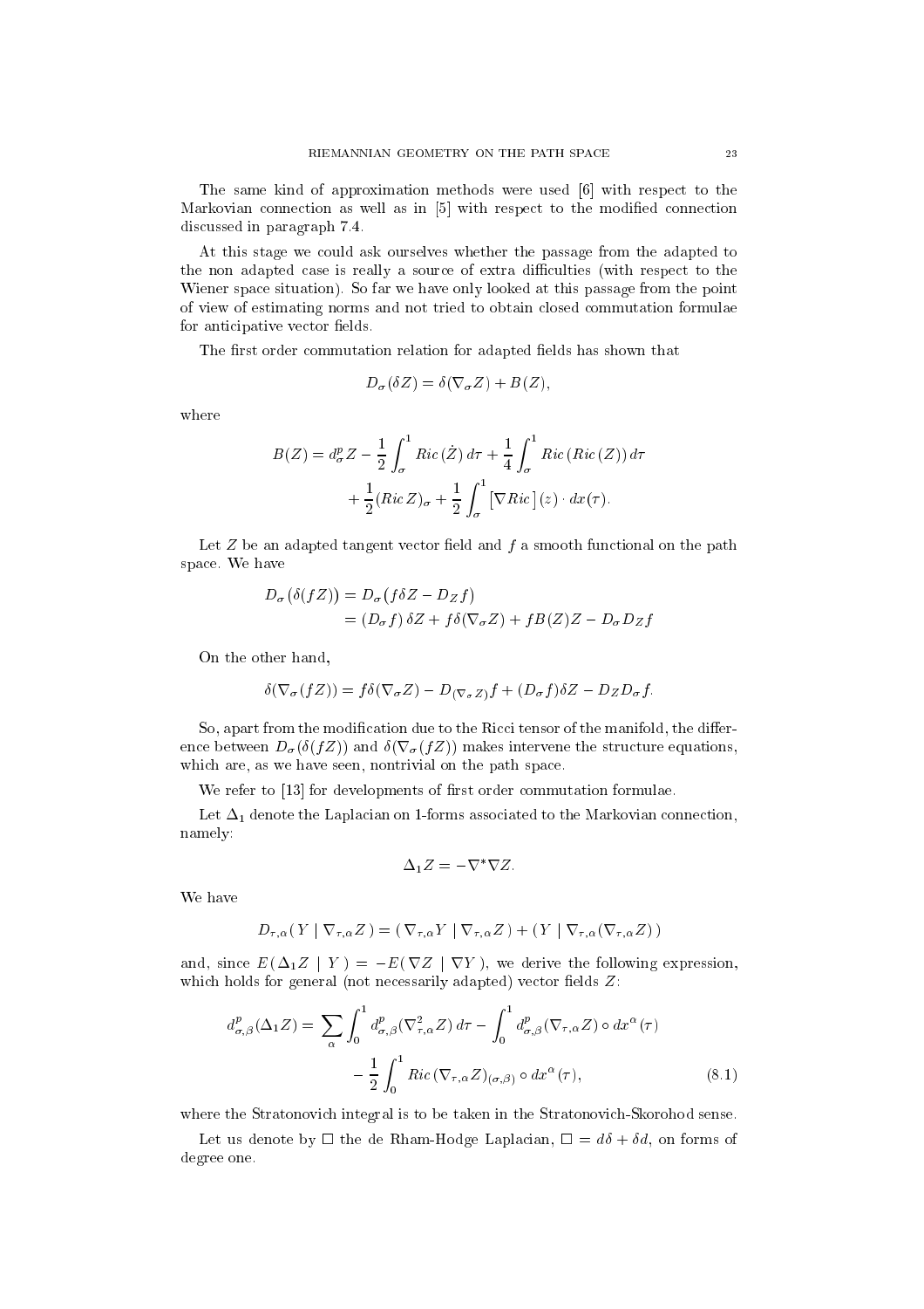The same kind of approximation methods were used [6] with respect to the Markovian connection as well as in [5] with respect to the modified connection discussed in paragraph 7.4.

At this stage we could ask ourselves whether the passage from the adapted to the non adapted case is really a source of extra difficulties (with respect to the Wiener space situation). So far we have only looked at this passage from the point of view of estimating norms and not tried to obtain closed commutation formulae for anticipative vector fields.

The first order commutation relation for adapted fields has shown that

$$D_\sigma(\delta Z) = \delta(\nabla_\sigma Z) + B(Z),$$

where

$$B(Z) = d^p_\sigma Z - \frac{1}{2}\int_\sigma^1 Ric\,(\dot{Z})\,d\tau + \frac{1}{4}\int_\sigma^1 Ric\,(Ric\,(Z))\,d\tau + \frac{1}{2}(Ric\,Z)_\sigma + \frac{1}{2}\int_\sigma^1 \left[\nabla Ric\,\right](z)\cdot dx(\tau).$$

Let $Z$ be an adapted tangent vector field and $f$ a smooth functional on the path space. We have

$$\begin{aligned} D_\sigma\big(\delta(fZ)\big) &= D_\sigma\big(f\delta Z - D_Z f\big) \\ &= (D_\sigma f)\,\delta Z + f\delta(\nabla_\sigma Z) + fB(Z)Z - D_\sigma D_Z f \end{aligned}$$

On the other hand,

$$\delta(\nabla_\sigma(fZ)) = f\delta(\nabla_\sigma Z) - D_{(\nabla_\sigma Z)} f + (D_\sigma f)\delta Z - D_Z D_\sigma f.$$

So, apart from the modification due to the Ricci tensor of the manifold, the difference between $D_\sigma(\delta(fZ))$ and $\delta(\nabla_\sigma(fZ))$ makes intervene the structure equations, which are, as we have seen, nontrivial on the path space.

We refer to [13] for developments of first order commutation formulae.

Let $\Delta_1$ denote the Laplacian on 1-forms associated to the Markovian connection, namely:

$$\Delta_1 Z = -\nabla^*\nabla Z.$$

We have

$$D_{\tau,\alpha}(\,Y \mid \nabla_{\tau,\alpha} Z\,) = (\,\nabla_{\tau,\alpha} Y \mid \nabla_{\tau,\alpha} Z\,) + (\,Y \mid \nabla_{\tau,\alpha}(\nabla_{\tau,\alpha} Z)\,)$$

and, since $E(\,\Delta_1 Z \mid Y\,) = -E(\,\nabla Z \mid \nabla Y\,)$, we derive the following expression, which holds for general (not necessarily adapted) vector fields $Z$:

$$d^p_{\sigma,\beta}(\Delta_1 Z) = \sum_\alpha \int_0^1 d^p_{\sigma,\beta}(\nabla^2_{\tau,\alpha} Z)\,d\tau - \int_0^1 d^p_{\sigma,\beta}(\nabla_{\tau,\alpha} Z)\circ dx^\alpha(\tau) - \frac{1}{2}\int_0^1 Ric\,(\nabla_{\tau,\alpha} Z)_{(\sigma,\beta)}\circ dx^\alpha(\tau), \tag{8.1}$$

where the Stratonovich integral is to be taken in the Stratonovich-Skorohod sense.

Let us denote by $\Box$ the de Rham-Hodge Laplacian, $\Box = d\delta + \delta d$, on forms of degree one.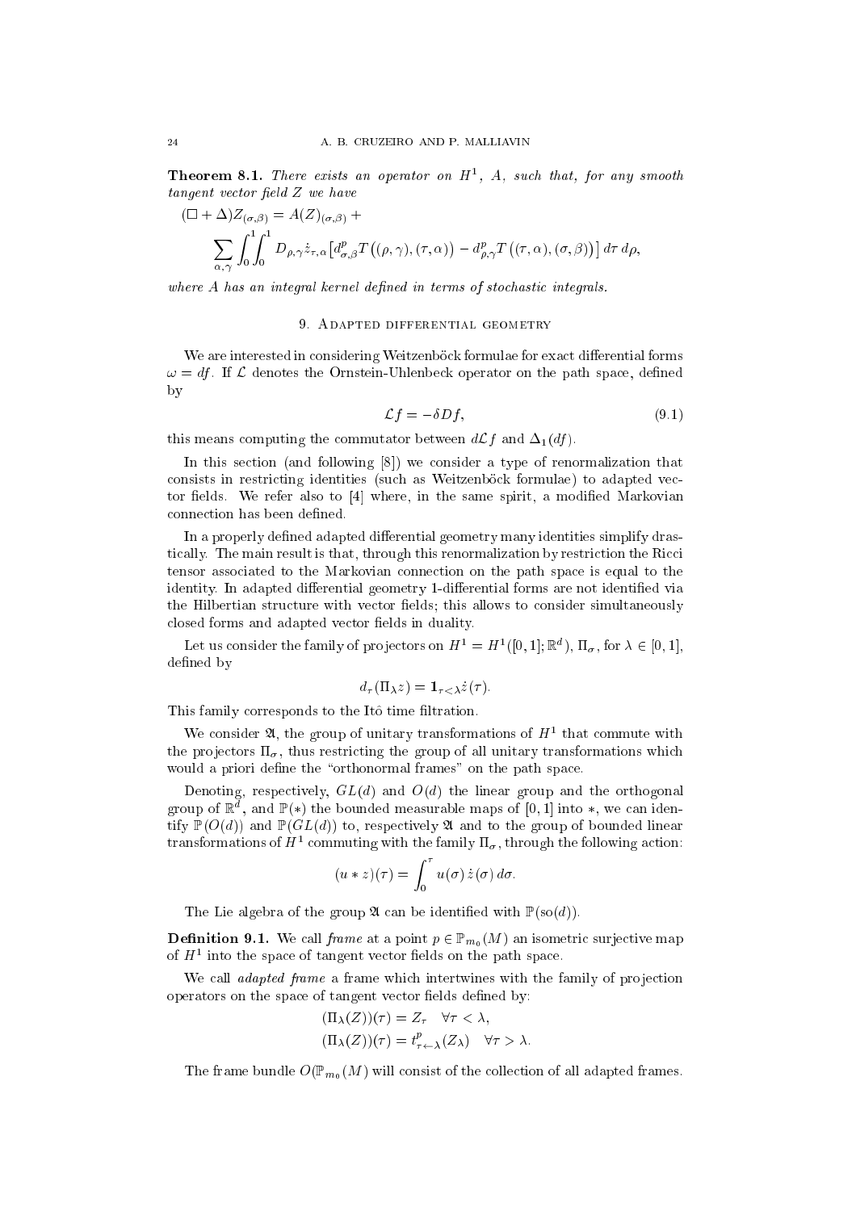**Theorem 8.1.** *There exists an operator on $H^1$, $A$, such that, for any smooth tangent vector field $Z$ we have*

$$(\Box + \Delta) Z_{(\sigma,\beta)} = A(Z)_{(\sigma,\beta)} +$$
$$\sum_{\alpha,\gamma} \int_0^1 \int_0^1 D_{\rho,\gamma} \dot{z}_{\tau,\alpha} \left[ d^p_{\sigma,\beta} T\left((\rho,\gamma),(\tau,\alpha)\right) - d^p_{\rho,\gamma} T\left((\tau,\alpha),(\sigma,\beta)\right)\right] d\tau\, d\rho,$$

*where $A$ has an integral kernel defined in terms of stochastic integrals.*

## 9. Adapted differential geometry

We are interested in considering Weitzenböck formulae for exact differential forms $\omega = df$. If $\mathcal{L}$ denotes the Ornstein-Uhlenbeck operator on the path space, defined by

$$\mathcal{L} f = -\delta D f, \tag{9.1}$$

this means computing the commutator between $d\mathcal{L} f$ and $\Delta_1(df)$.

In this section (and following [8]) we consider a type of renormalization that consists in restricting identities (such as Weitzenböck formulae) to adapted vector fields. We refer also to [4] where, in the same spirit, a modified Markovian connection has been defined.

In a properly defined adapted differential geometry many identities simplify drastically. The main result is that, through this renormalization by restriction the Ricci tensor associated to the Markovian connection on the path space is equal to the identity. In adapted differential geometry 1-differential forms are not identified via the Hilbertian structure with vector fields; this allows to consider simultaneously closed forms and adapted vector fields in duality.

Let us consider the family of projectors on $H^1 = H^1([0,1];\mathbb{R}^d)$, $\Pi_\sigma$, for $\lambda \in [0,1]$, defined by

$$d_\tau(\Pi_\lambda z) = \mathbf{1}_{\tau<\lambda} \dot{z}(\tau).$$

This family corresponds to the Itô time filtration.

We consider $\mathfrak{A}$, the group of unitary transformations of $H^1$ that commute with the projectors $\Pi_\sigma$, thus restricting the group of all unitary transformations which would a priori define the "orthonormal frames" on the path space.

Denoting, respectively, $GL(d)$ and $O(d)$ the linear group and the orthogonal group of $\mathbb{R}^d$, and $\mathbb{P}(*)$ the bounded measurable maps of $[0,1]$ into $*$, we can identify $\mathbb{P}(O(d))$ and $\mathbb{P}(GL(d))$ to, respectively $\mathfrak{A}$ and to the group of bounded linear transformations of $H^1$ commuting with the family $\Pi_\sigma$, through the following action:

$$(u * z)(\tau) = \int_0^\tau u(\sigma)\, \dot{z}(\sigma)\, d\sigma.$$

The Lie algebra of the group $\mathfrak{A}$ can be identified with $\mathbb{P}(\mathrm{so}(d))$.

**Definition 9.1.** We call *frame* at a point $p \in \mathbb{P}_{m_0}(M)$ an isometric surjective map of $H^1$ into the space of tangent vector fields on the path space.

We call *adapted frame* a frame which intertwines with the family of projection operators on the space of tangent vector fields defined by:

$$(\Pi_\lambda(Z))(\tau) = Z_\tau \quad \forall \tau < \lambda,$$
$$(\Pi_\lambda(Z))(\tau) = t^p_{\tau\leftarrow\lambda}(Z_\lambda) \quad \forall \tau > \lambda.$$

The frame bundle $O(\mathbb{P}_{m_0}(M)$ will consist of the collection of all adapted frames.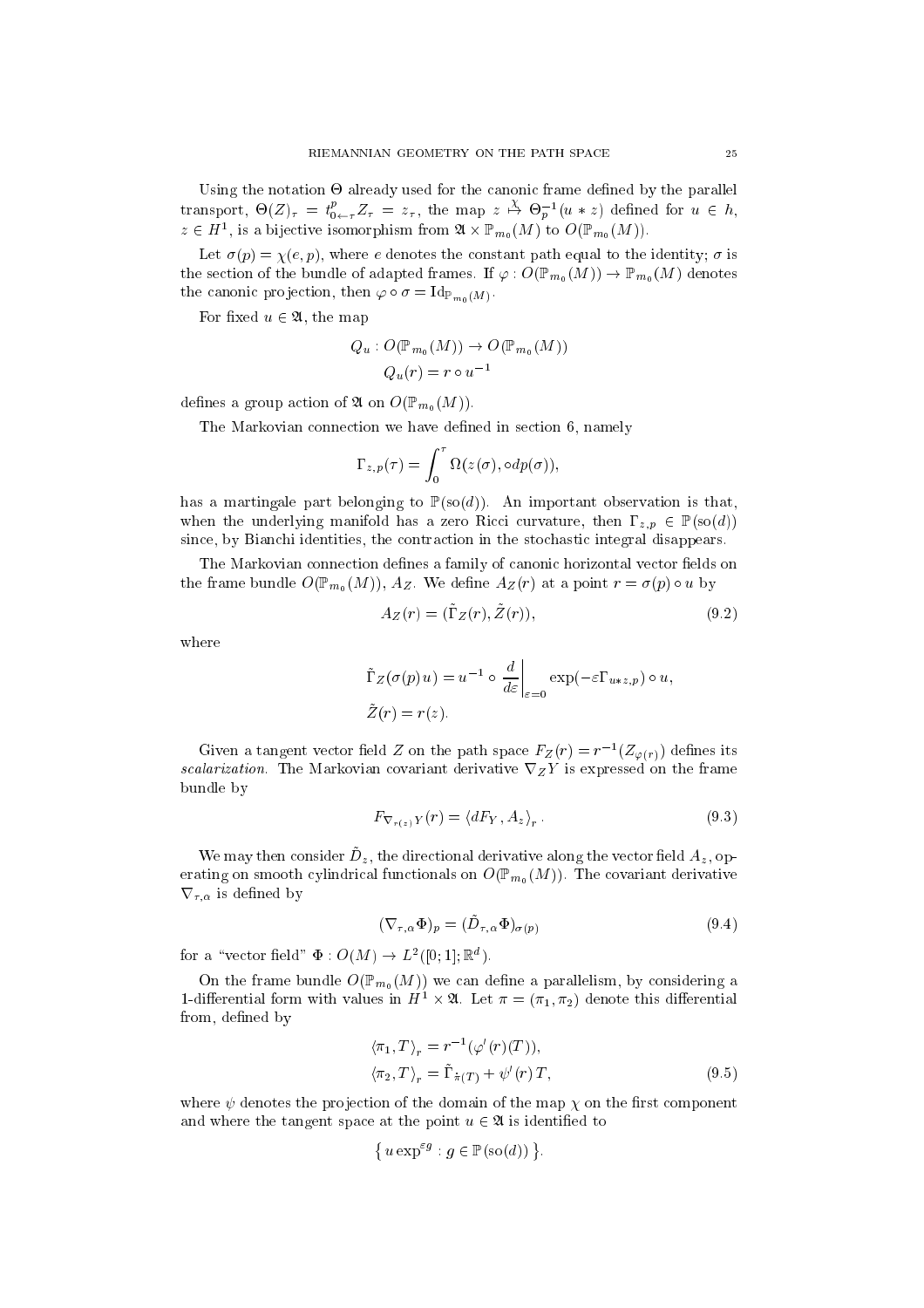Using the notation $\Theta$ already used for the canonic frame defined by the parallel transport, $\Theta(Z)_\tau = t^p_{0\leftarrow\tau} Z_\tau = z_\tau$, the map $z \overset{\chi}{\mapsto} \Theta_p^{-1}(u * z)$ defined for $u \in h$, $z \in H^1$, is a bijective isomorphism from $\mathfrak{A} \times \mathbb{P}_{m_0}(M)$ to $O(\mathbb{P}_{m_0}(M))$.

Let $\sigma(p) = \chi(e, p)$, where $e$ denotes the constant path equal to the identity; $\sigma$ is the section of the bundle of adapted frames. If $\varphi : O(\mathbb{P}_{m_0}(M)) \to \mathbb{P}_{m_0}(M)$ denotes the canonic projection, then $\varphi \circ \sigma = \mathrm{Id}_{\mathbb{P}_{m_0}(M)}$.

For fixed $u \in \mathfrak{A}$, the map

$$
\begin{aligned}
Q_u &: O(\mathbb{P}_{m_0}(M)) \to O(\mathbb{P}_{m_0}(M)) \\
Q_u(r) &= r \circ u^{-1}
\end{aligned}
$$

defines a group action of $\mathfrak{A}$ on $O(\mathbb{P}_{m_0}(M))$.

The Markovian connection we have defined in section 6, namely

$$
\Gamma_{z,p}(\tau) = \int_0^\tau \Omega(z(\sigma), \circ dp(\sigma)),
$$

has a martingale part belonging to $\mathbb{P}(\mathrm{so}(d))$. An important observation is that, when the underlying manifold has a zero Ricci curvature, then $\Gamma_{z,p} \in \mathbb{P}(\mathrm{so}(d))$ since, by Bianchi identities, the contraction in the stochastic integral disappears.

The Markovian connection defines a family of canonic horizontal vector fields on the frame bundle $O(\mathbb{P}_{m_0}(M))$, $A_Z$. We define $A_Z(r)$ at a point $r = \sigma(p) \circ u$ by

$$
A_Z(r) = (\tilde{\Gamma}_Z(r), \tilde{Z}(r)), \tag{9.2}
$$

where

$$
\begin{aligned}
\tilde{\Gamma}_Z(\sigma(p)u) &= u^{-1} \circ \left.\frac{d}{d\varepsilon}\right|_{\varepsilon=0} \exp(-\varepsilon \Gamma_{u*z,p}) \circ u, \\
\tilde{Z}(r) &= r(z).
\end{aligned}
$$

Given a tangent vector field $Z$ on the path space $F_Z(r) = r^{-1}(Z_{\varphi(r)})$ defines its *scalarization*. The Markovian covariant derivative $\nabla_Z Y$ is expressed on the frame bundle by

$$
F_{\nabla_{r(z)} Y}(r) = \langle dF_Y, A_z \rangle_r . \tag{9.3}
$$

We may then consider $\tilde{D}_z$, the directional derivative along the vector field $A_z$, operating on smooth cylindrical functionals on $O(\mathbb{P}_{m_0}(M))$. The covariant derivative $\nabla_{\tau,\alpha}$ is defined by

$$
(\nabla_{\tau,\alpha} \Phi)_p = (\tilde{D}_{\tau,\alpha} \Phi)_{\sigma(p)} \tag{9.4}
$$

for a "vector field" $\Phi : O(M) \to L^2([0;1]; \mathbb{R}^d)$.

On the frame bundle $O(\mathbb{P}_{m_0}(M))$ we can define a parallelism, by considering a 1-differential form with values in $H^1 \times \mathfrak{A}$. Let $\pi = (\pi_1, \pi_2)$ denote this differential from, defined by

$$
\begin{aligned}
\langle \pi_1, T \rangle_r &= r^{-1}(\varphi'(r)(T)), \\
\langle \pi_2, T \rangle_r &= \tilde{\Gamma}_{\hat{\pi}(T)} + \psi'(r)\, T,
\end{aligned} \tag{9.5}
$$

where $\psi$ denotes the projection of the domain of the map $\chi$ on the first component and where the tangent space at the point $u \in \mathfrak{A}$ is identified to

$$
\left\{ u \exp^{\varepsilon g} : g \in \mathbb{P}(\mathrm{so}(d)) \right\}.
$$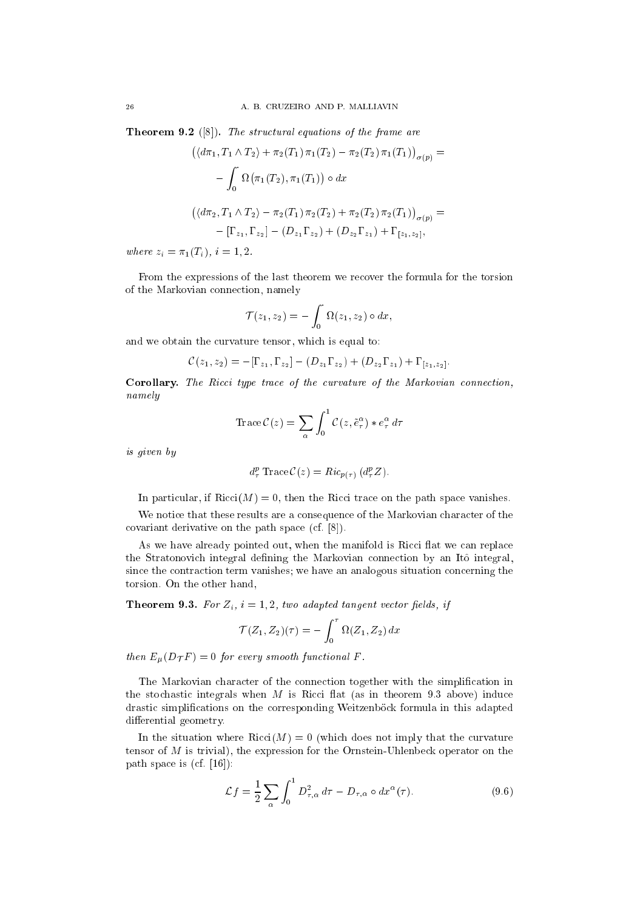**Theorem 9.2** ([8]). *The structural equations of the frame are*

$$\big(\langle d\pi_1, T_1 \wedge T_2\rangle + \pi_2(T_1)\,\pi_1(T_2) - \pi_2(T_2)\,\pi_1(T_1)\big)_{\sigma(p)} =$$
$$- \int_0^{\cdot} \Omega\big(\pi_1(T_2), \pi_1(T_1)\big) \circ dx$$

$$\big(\langle d\pi_2, T_1 \wedge T_2\rangle - \pi_2(T_1)\,\pi_2(T_2) + \pi_2(T_2)\,\pi_2(T_1)\big)_{\sigma(p)} =$$
$$- [\Gamma_{z_1}, \Gamma_{z_2}] - (D_{z_1}\Gamma_{z_2}) + (D_{z_2}\Gamma_{z_1}) + \Gamma_{[z_1,z_2]},$$

*where* $z_i = \pi_1(T_i)$, $i = 1, 2$.

From the expressions of the last theorem we recover the formula for the torsion of the Markovian connection, namely

$$\mathcal{T}(z_1, z_2) = - \int_0^{\cdot} \Omega(z_1, z_2) \circ dx,$$

and we obtain the curvature tensor, which is equal to:

$$\mathcal{C}(z_1, z_2) = -[\Gamma_{z_1}, \Gamma_{z_2}] - (D_{z_1}\Gamma_{z_2}) + (D_{z_2}\Gamma_{z_1}) + \Gamma_{[z_1,z_2]}.$$

**Corollary.** *The Ricci type trace of the curvature of the Markovian connection, namely*

$$\mathrm{Trace}\,\mathcal{C}(z) = \sum_\alpha \int_0^1 \mathcal{C}(z, \tilde{e}^\alpha_\tau) * e^\alpha_\tau \, d\tau$$

*is given by*

$$d^p_\tau \,\mathrm{Trace}\mathcal{C}(z) = Ric_{p(\tau)}\,(d^p_\tau Z).$$

In particular, if $\mathrm{Ricci}(M) = 0$, then the Ricci trace on the path space vanishes.

We notice that these results are a consequence of the Markovian character of the covariant derivative on the path space (cf. [8]).

As we have already pointed out, when the manifold is Ricci flat we can replace the Stratonovich integral defining the Markovian connection by an Itô integral, since the contraction term vanishes; we have an analogous situation concerning the torsion. On the other hand,

**Theorem 9.3.** *For* $Z_i$, $i = 1, 2$, *two adapted tangent vector fields, if*

$$\mathcal{T}(Z_1, Z_2)(\tau) = - \int_0^\tau \Omega(Z_1, Z_2)\, dx$$

*then* $E_\mu(D_{\mathcal{T}} F) = 0$ *for every smooth functional* $F$.

The Markovian character of the connection together with the simplification in the stochastic integrals when $M$ is Ricci flat (as in theorem 9.3 above) induce drastic simplifications on the corresponding Weitzenböck formula in this adapted differential geometry.

In the situation where $\mathrm{Ricci}(M) = 0$ (which does not imply that the curvature tensor of $M$ is trivial), the expression for the Ornstein-Uhlenbeck operator on the path space is (cf. [16]):

$$\mathcal{L} f = \frac{1}{2} \sum_\alpha \int_0^1 D^2_{\tau,\alpha}\, d\tau - D_{\tau,\alpha} \circ dx^\alpha(\tau). \tag{9.6}$$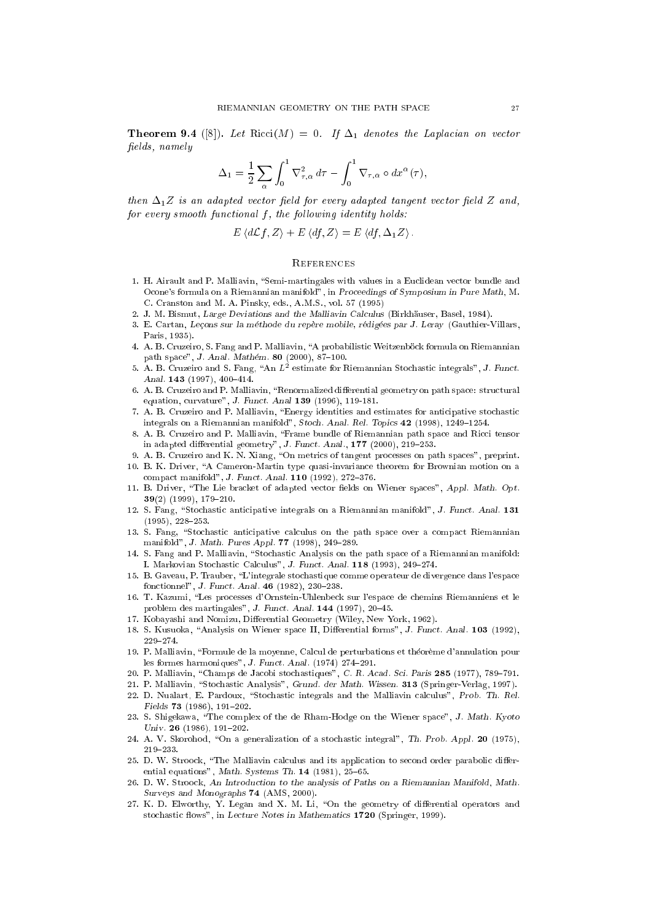**Theorem 9.4** ([8]). *Let* $\operatorname{Ricci}(M) = 0$. *If* $\Delta_1$ *denotes the Laplacian on vector fields, namely*

$$\Delta_1 = \frac{1}{2} \sum_\alpha \int_0^1 \nabla^2_{\tau,\alpha} \, d\tau - \int_0^1 \nabla_{\tau,\alpha} \circ dx^\alpha(\tau),$$

*then* $\Delta_1 Z$ *is an adapted vector field for every adapted tangent vector field* $Z$ *and, for every smooth functional* $f$*, the following identity holds:*

$$E \langle d\mathcal{L} f, Z \rangle + E \langle df, Z \rangle = E \langle df, \Delta_1 Z \rangle .$$

## References

1. H. Airault and P. Malliavin, "Semi-martingales with values in a Euclidean vector bundle and Ocone's formula on a Riemannian manifold", in *Proceedings of Symposium in Pure Math*, M. C. Cranston and M. A. Pinsky, eds., A.M.S., vol. 57 (1995)
2. J. M. Bismut, *Large Deviations and the Malliavin Calculus* (Birkhäuser, Basel, 1984).
3. E. Cartan, *Leçons sur la méthode du repère mobile, rédigées par J. Leray* (Gauthier-Villars, Paris, 1935).
4. A. B. Cruzeiro, S. Fang and P. Malliavin, "A probabilistic Weitzenböck formula on Riemannian path space", *J. Anal. Mathém.* **80** (2000), 87–100.
5. A. B. Cruzeiro and S. Fang, "An $L^2$ estimate for Riemannian Stochastic integrals", *J. Funct. Anal.* **143** (1997), 400–414.
6. A. B. Cruzeiro and P. Malliavin, "Renormalized differential geometry on path space: structural equation, curvature", *J. Funct. Anal* **139** (1996), 119-181.
7. A. B. Cruzeiro and P. Malliavin, "Energy identities and estimates for anticipative stochastic integrals on a Riemannian manifold", *Stoch. Anal. Rel. Topics* **42** (1998), 1249–1254.
8. A. B. Cruzeiro and P. Malliavin, "Frame bundle of Riemannian path space and Ricci tensor in adapted differential geometry", *J. Funct. Anal.*, **177** (2000), 219–253.
9. A. B. Cruzeiro and K. N. Xiang, "On metrics of tangent processes on path spaces", preprint.
10. B. K. Driver, "A Cameron-Martin type quasi-invariance theorem for Brownian motion on a compact manifold", *J. Funct. Anal.* **110** (1992), 272–376.
11. B. Driver, "The Lie bracket of adapted vector fields on Wiener spaces", *Appl. Math. Opt.* **39**(2) (1999), 179–210.
12. S. Fang, "Stochastic anticipative integrals on a Riemannian manifold", *J. Funct. Anal.* **131** (1995), 228–253.
13. S. Fang, "Stochastic anticipative calculus on the path space over a compact Riemannian manifold", *J. Math. Pures Appl.* **77** (1998), 249–289.
14. S. Fang and P. Malliavin, "Stochastic Analysis on the path space of a Riemannian manifold: I. Markovian Stochastic Calculus", *J. Funct. Anal.* **118** (1993), 249–274.
15. B. Gaveau, P. Trauber, "L'integrale stochastique comme operateur de divergence dans l'espace fonctionnel", *J. Funct. Anal.* **46** (1982), 230–238.
16. T. Kazumi, "Les processes d'Ornstein-Uhlenbeck sur l'espace de chemins Riemanniens et le problem des martingales", *J. Funct. Anal.* **144** (1997), 20–45.
17. Kobayashi and Nomizu, Differential Geometry (Wiley, New York, 1962).
18. S. Kusuoka, "Analysis on Wiener space II, Differential forms", *J. Funct. Anal.* **103** (1992), 229–274.
19. P. Malliavin, "Formule de la moyenne, Calcul de perturbations et théorème d'annulation pour les formes harmoniques", *J. Funct. Anal.* (1974) 274–291.
20. P. Malliavin, "Champs de Jacobi stochastiques", *C. R. Acad. Sci. Paris* **285** (1977), 789–791.
21. P. Malliavin, "Stochastic Analysis", *Grund. der Math. Wissen.* **313** (Springer-Verlag, 1997).
22. D. Nualart, E. Pardoux, "Stochastic integrals and the Malliavin calculus", *Prob. Th. Rel. Fields* **73** (1986), 191–202.
23. S. Shigekawa, "The complex of the de Rham-Hodge on the Wiener space", *J. Math. Kyoto Univ.* **26** (1986), 191–202.
24. A. V. Skorohod, "On a generalization of a stochastic integral", *Th. Prob. Appl.* **20** (1975), 219–233.
25. D. W. Stroock, "The Malliavin calculus and its application to second order parabolic differential equations", *Math. Systems Th.* **14** (1981), 25–65.
26. D. W. Stroock, *An Introduction to the analysis of Paths on a Riemannian Manifold*, *Math. Surveys and Monographs* **74** (AMS, 2000).
27. K. D. Elworthy, Y. Legan and X. M. Li, "On the geometry of differential operators and stochastic flows", in *Lecture Notes in Mathematics* **1720** (Springer, 1999).